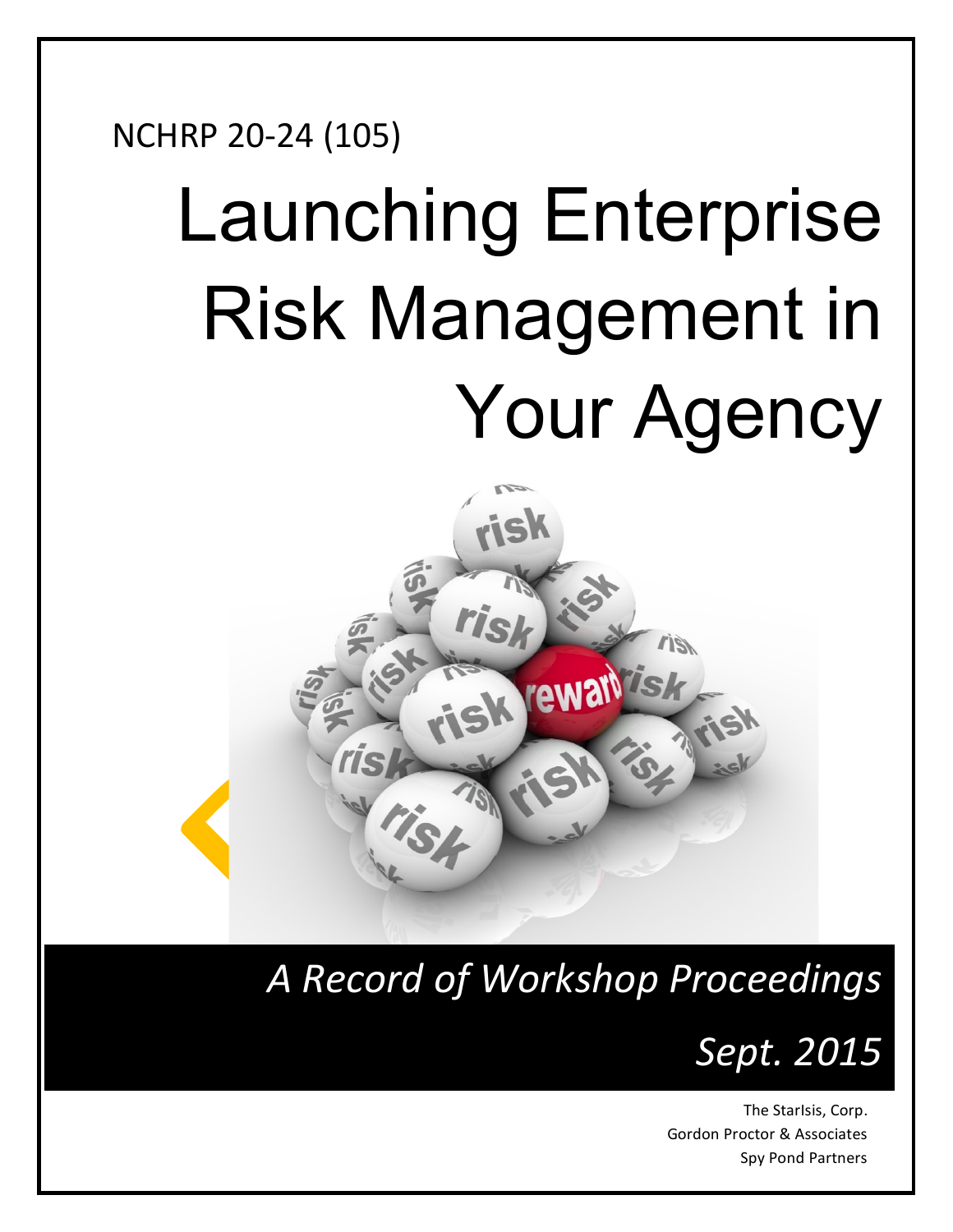NCHRP 20-24 (105)

# Launching Enterprise Risk Management in Your Agency

*A Record of Workshop Proceedings*

*Sept. 2015*

The StarIsis, Corp.
Gordon Proctor & Associates
Spy Pond Partners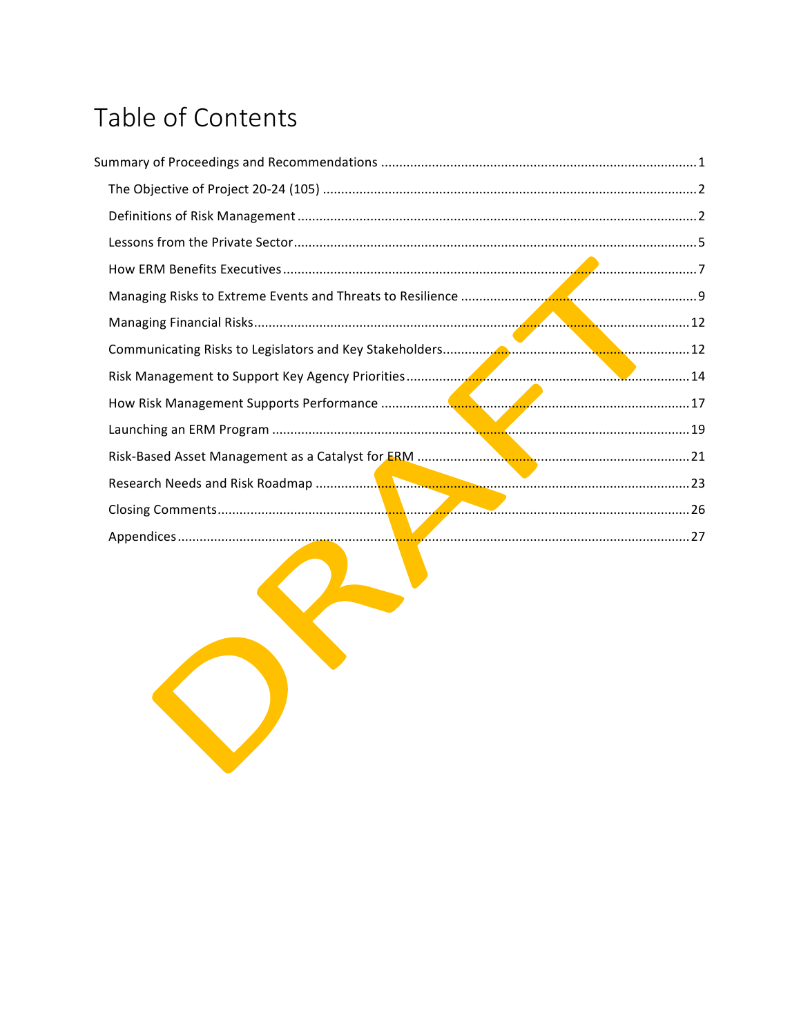# Table of Contents

Summary of Proceedings and Recommendations ..... 1

- The Objective of Project 20-24 (105) ..... 2
- Definitions of Risk Management ..... 2
- Lessons from the Private Sector ..... 5
- How ERM Benefits Executives ..... 7
- Managing Risks to Extreme Events and Threats to Resilience ..... 9
- Managing Financial Risks ..... 12
- Communicating Risks to Legislators and Key Stakeholders ..... 12
- Risk Management to Support Key Agency Priorities ..... 14
- How Risk Management Supports Performance ..... 17
- Launching an ERM Program ..... 19
- Risk-Based Asset Management as a Catalyst for ERM ..... 21
- Research Needs and Risk Roadmap ..... 23
- Closing Comments ..... 26
- Appendices ..... 27

DRAFT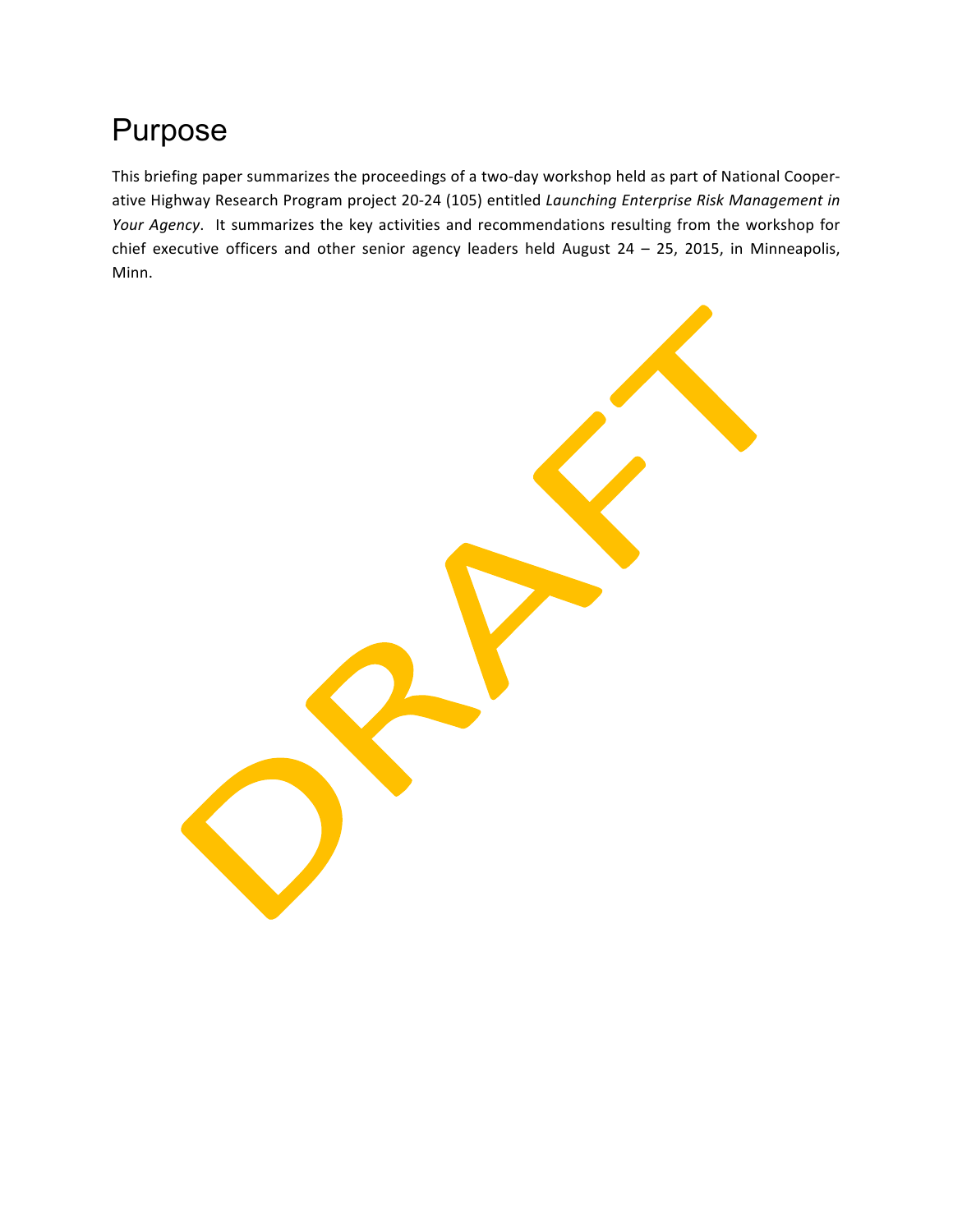# Purpose

This briefing paper summarizes the proceedings of a two-day workshop held as part of National Cooperative Highway Research Program project 20-24 (105) entitled *Launching Enterprise Risk Management in Your Agency*. It summarizes the key activities and recommendations resulting from the workshop for chief executive officers and other senior agency leaders held August 24 – 25, 2015, in Minneapolis, Minn.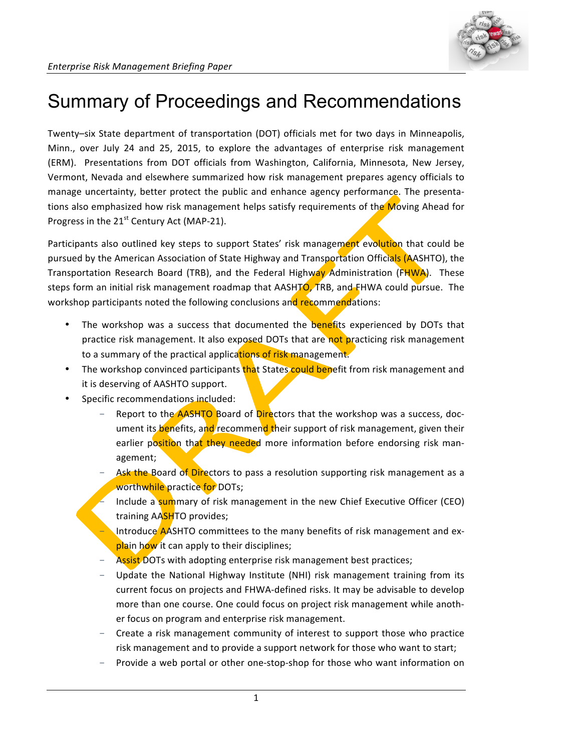# Summary of Proceedings and Recommendations

Twenty–six State department of transportation (DOT) officials met for two days in Minneapolis, Minn., over July 24 and 25, 2015, to explore the advantages of enterprise risk management (ERM). Presentations from DOT officials from Washington, California, Minnesota, New Jersey, Vermont, Nevada and elsewhere summarized how risk management prepares agency officials to manage uncertainty, better protect the public and enhance agency performance. The presentations also emphasized how risk management helps satisfy requirements of the Moving Ahead for Progress in the 21st Century Act (MAP-21).

Participants also outlined key steps to support States' risk management evolution that could be pursued by the American Association of State Highway and Transportation Officials (AASHTO), the Transportation Research Board (TRB), and the Federal Highway Administration (FHWA). These steps form an initial risk management roadmap that AASHTO, TRB, and FHWA could pursue. The workshop participants noted the following conclusions and recommendations:

- The workshop was a success that documented the benefits experienced by DOTs that practice risk management. It also exposed DOTs that are not practicing risk management to a summary of the practical applications of risk management.
- The workshop convinced participants that States could benefit from risk management and it is deserving of AASHTO support.
- Specific recommendations included:
  - Report to the AASHTO Board of Directors that the workshop was a success, document its benefits, and recommend their support of risk management, given their earlier position that they needed more information before endorsing risk management;
  - Ask the Board of Directors to pass a resolution supporting risk management as a worthwhile practice for DOTs;
  - Include a summary of risk management in the new Chief Executive Officer (CEO) training AASHTO provides;
  - Introduce AASHTO committees to the many benefits of risk management and explain how it can apply to their disciplines;
  - Assist DOTs with adopting enterprise risk management best practices;
  - Update the National Highway Institute (NHI) risk management training from its current focus on projects and FHWA-defined risks. It may be advisable to develop more than one course. One could focus on project risk management while another focus on program and enterprise risk management.
  - Create a risk management community of interest to support those who practice risk management and to provide a support network for those who want to start;
  - Provide a web portal or other one-stop-shop for those who want information on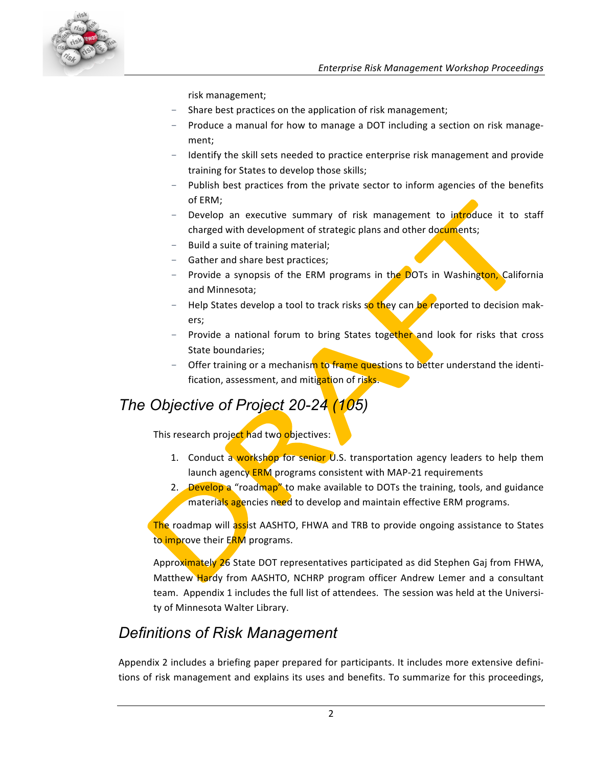risk management;

- Share best practices on the application of risk management;
- Produce a manual for how to manage a DOT including a section on risk management;
- Identify the skill sets needed to practice enterprise risk management and provide training for States to develop those skills;
- Publish best practices from the private sector to inform agencies of the benefits of ERM;
- Develop an executive summary of risk management to introduce it to staff charged with development of strategic plans and other documents;
- Build a suite of training material;
- Gather and share best practices;
- Provide a synopsis of the ERM programs in the DOTs in Washington, California and Minnesota;
- Help States develop a tool to track risks so they can be reported to decision makers;
- Provide a national forum to bring States together and look for risks that cross State boundaries;
- Offer training or a mechanism to frame questions to better understand the identification, assessment, and mitigation of risks.

## *The Objective of Project 20-24 (105)*

This research project had two objectives:

1. Conduct a workshop for senior U.S. transportation agency leaders to help them launch agency ERM programs consistent with MAP-21 requirements
2. Develop a "roadmap" to make available to DOTs the training, tools, and guidance materials agencies need to develop and maintain effective ERM programs.

The roadmap will assist AASHTO, FHWA and TRB to provide ongoing assistance to States to improve their ERM programs.

Approximately 26 State DOT representatives participated as did Stephen Gaj from FHWA, Matthew Hardy from AASHTO, NCHRP program officer Andrew Lemer and a consultant team. Appendix 1 includes the full list of attendees. The session was held at the University of Minnesota Walter Library.

## *Definitions of Risk Management*

Appendix 2 includes a briefing paper prepared for participants. It includes more extensive definitions of risk management and explains its uses and benefits. To summarize for this proceedings,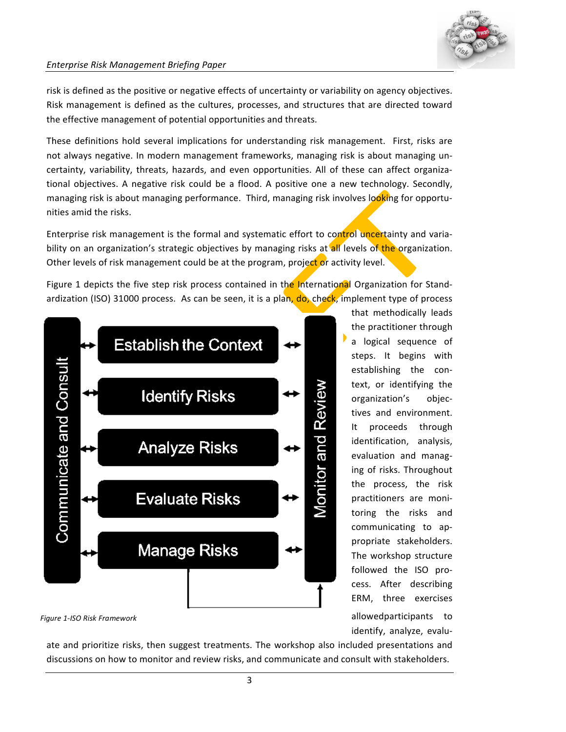risk is defined as the positive or negative effects of uncertainty or variability on agency objectives. Risk management is defined as the cultures, processes, and structures that are directed toward the effective management of potential opportunities and threats.

These definitions hold several implications for understanding risk management. First, risks are not always negative. In modern management frameworks, managing risk is about managing uncertainty, variability, threats, hazards, and even opportunities. All of these can affect organizational objectives. A negative risk could be a flood. A positive one a new technology. Secondly, managing risk is about managing performance. Third, managing risk involves looking for opportunities amid the risks.

Enterprise risk management is the formal and systematic effort to control uncertainty and variability on an organization's strategic objectives by managing risks at all levels of the organization. Other levels of risk management could be at the program, project or activity level.

Figure 1 depicts the five step risk process contained in the International Organization for Standardization (ISO) 31000 process. As can be seen, it is a plan, do, check, implement type of process that methodically leads the practitioner through a logical sequence of steps. It begins with establishing the context, or identifying the organization's objectives and environment. It proceeds through identification, analysis, evaluation and managing of risks. Throughout the process, the risk practitioners are monitoring the risks and communicating to appropriate stakeholders. The workshop structure followed the ISO process. After describing ERM, three exercises allowedparticipants to identify, analyze, evaluate and prioritize risks, then suggest treatments. The workshop also included presentations and discussions on how to monitor and review risks, and communicate and consult with stakeholders.

Communicate and Consult | Establish the Context | Identify Risks | Analyze Risks | Evaluate Risks | Manage Risks | Monitor and Review

*Figure 1-ISO Risk Framework*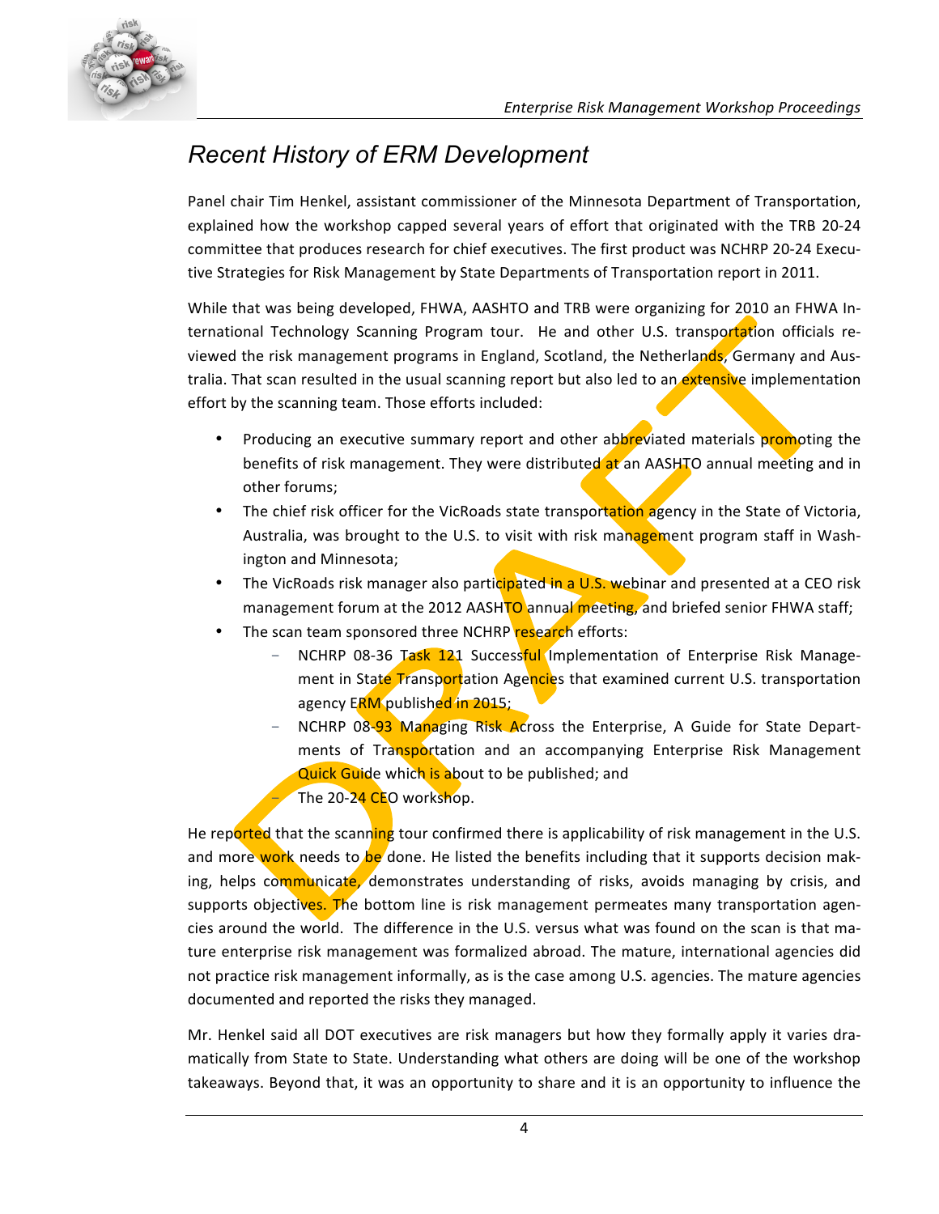## Recent History of ERM Development

Panel chair Tim Henkel, assistant commissioner of the Minnesota Department of Transportation, explained how the workshop capped several years of effort that originated with the TRB 20-24 committee that produces research for chief executives. The first product was NCHRP 20-24 Executive Strategies for Risk Management by State Departments of Transportation report in 2011.

While that was being developed, FHWA, AASHTO and TRB were organizing for 2010 an FHWA International Technology Scanning Program tour. He and other U.S. transportation officials reviewed the risk management programs in England, Scotland, the Netherlands, Germany and Australia. That scan resulted in the usual scanning report but also led to an extensive implementation effort by the scanning team. Those efforts included:

- Producing an executive summary report and other abbreviated materials promoting the benefits of risk management. They were distributed at an AASHTO annual meeting and in other forums;
- The chief risk officer for the VicRoads state transportation agency in the State of Victoria, Australia, was brought to the U.S. to visit with risk management program staff in Washington and Minnesota;
- The VicRoads risk manager also participated in a U.S. webinar and presented at a CEO risk management forum at the 2012 AASHTO annual meeting, and briefed senior FHWA staff;
- The scan team sponsored three NCHRP research efforts:
  - NCHRP 08-36 Task 121 Successful Implementation of Enterprise Risk Management in State Transportation Agencies that examined current U.S. transportation agency ERM published in 2015;
  - NCHRP 08-93 Managing Risk Across the Enterprise, A Guide for State Departments of Transportation and an accompanying Enterprise Risk Management Quick Guide which is about to be published; and
  - The 20-24 CEO workshop.

He reported that the scanning tour confirmed there is applicability of risk management in the U.S. and more work needs to be done. He listed the benefits including that it supports decision making, helps communicate, demonstrates understanding of risks, avoids managing by crisis, and supports objectives. The bottom line is risk management permeates many transportation agencies around the world. The difference in the U.S. versus what was found on the scan is that mature enterprise risk management was formalized abroad. The mature, international agencies did not practice risk management informally, as is the case among U.S. agencies. The mature agencies documented and reported the risks they managed.

Mr. Henkel said all DOT executives are risk managers but how they formally apply it varies dramatically from State to State. Understanding what others are doing will be one of the workshop takeaways. Beyond that, it was an opportunity to share and it is an opportunity to influence the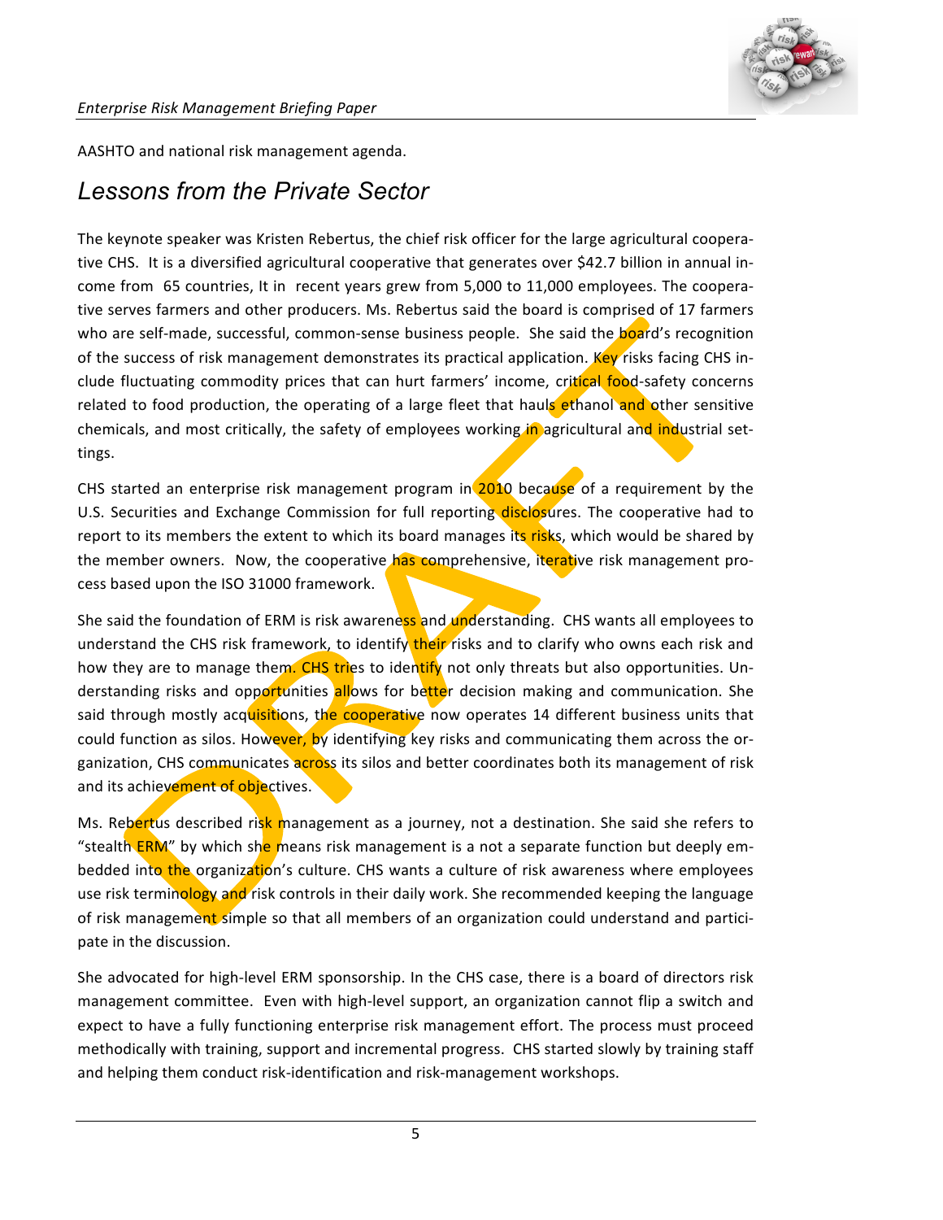AASHTO and national risk management agenda.

## Lessons from the Private Sector

The keynote speaker was Kristen Rebertus, the chief risk officer for the large agricultural cooperative CHS. It is a diversified agricultural cooperative that generates over $42.7 billion in annual income from 65 countries, It in recent years grew from 5,000 to 11,000 employees. The cooperative serves farmers and other producers. Ms. Rebertus said the board is comprised of 17 farmers who are self-made, successful, common-sense business people. She said the board's recognition of the success of risk management demonstrates its practical application. Key risks facing CHS include fluctuating commodity prices that can hurt farmers' income, critical food-safety concerns related to food production, the operating of a large fleet that hauls ethanol and other sensitive chemicals, and most critically, the safety of employees working in agricultural and industrial settings.

CHS started an enterprise risk management program in 2010 because of a requirement by the U.S. Securities and Exchange Commission for full reporting disclosures. The cooperative had to report to its members the extent to which its board manages its risks, which would be shared by the member owners. Now, the cooperative has comprehensive, iterative risk management process based upon the ISO 31000 framework.

She said the foundation of ERM is risk awareness and understanding. CHS wants all employees to understand the CHS risk framework, to identify their risks and to clarify who owns each risk and how they are to manage them. CHS tries to identify not only threats but also opportunities. Understanding risks and opportunities allows for better decision making and communication. She said through mostly acquisitions, the cooperative now operates 14 different business units that could function as silos. However, by identifying key risks and communicating them across the organization, CHS communicates across its silos and better coordinates both its management of risk and its achievement of objectives.

Ms. Rebertus described risk management as a journey, not a destination. She said she refers to "stealth ERM" by which she means risk management is a not a separate function but deeply embedded into the organization's culture. CHS wants a culture of risk awareness where employees use risk terminology and risk controls in their daily work. She recommended keeping the language of risk management simple so that all members of an organization could understand and participate in the discussion.

She advocated for high-level ERM sponsorship. In the CHS case, there is a board of directors risk management committee. Even with high-level support, an organization cannot flip a switch and expect to have a fully functioning enterprise risk management effort. The process must proceed methodically with training, support and incremental progress. CHS started slowly by training staff and helping them conduct risk-identification and risk-management workshops.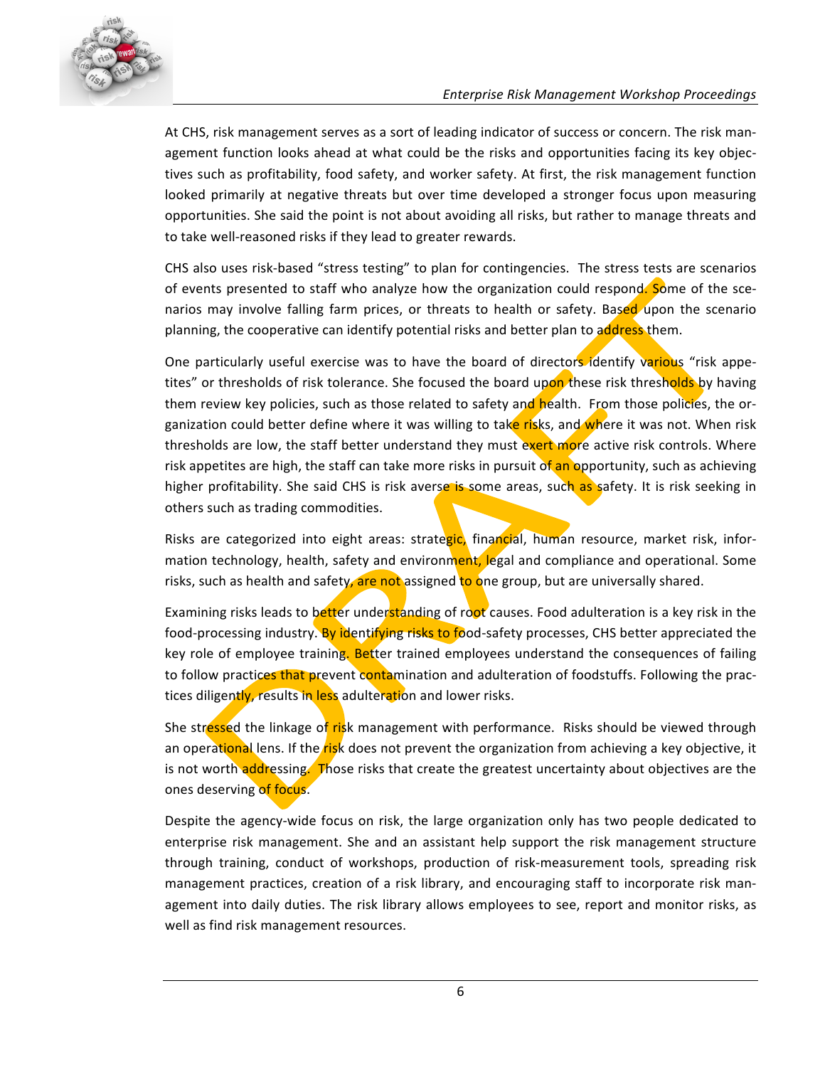At CHS, risk management serves as a sort of leading indicator of success or concern. The risk management function looks ahead at what could be the risks and opportunities facing its key objectives such as profitability, food safety, and worker safety. At first, the risk management function looked primarily at negative threats but over time developed a stronger focus upon measuring opportunities. She said the point is not about avoiding all risks, but rather to manage threats and to take well-reasoned risks if they lead to greater rewards.

CHS also uses risk-based "stress testing" to plan for contingencies. The stress tests are scenarios of events presented to staff who analyze how the organization could respond. Some of the scenarios may involve falling farm prices, or threats to health or safety. Based upon the scenario planning, the cooperative can identify potential risks and better plan to address them.

One particularly useful exercise was to have the board of directors identify various "risk appetites" or thresholds of risk tolerance. She focused the board upon these risk thresholds by having them review key policies, such as those related to safety and health. From those policies, the organization could better define where it was willing to take risks, and where it was not. When risk thresholds are low, the staff better understand they must exert more active risk controls. Where risk appetites are high, the staff can take more risks in pursuit of an opportunity, such as achieving higher profitability. She said CHS is risk averse is some areas, such as safety. It is risk seeking in others such as trading commodities.

Risks are categorized into eight areas: strategic, financial, human resource, market risk, information technology, health, safety and environment, legal and compliance and operational. Some risks, such as health and safety, are not assigned to one group, but are universally shared.

Examining risks leads to better understanding of root causes. Food adulteration is a key risk in the food-processing industry. By identifying risks to food-safety processes, CHS better appreciated the key role of employee training. Better trained employees understand the consequences of failing to follow practices that prevent contamination and adulteration of foodstuffs. Following the practices diligently, results in less adulteration and lower risks.

She stressed the linkage of risk management with performance. Risks should be viewed through an operational lens. If the risk does not prevent the organization from achieving a key objective, it is not worth addressing. Those risks that create the greatest uncertainty about objectives are the ones deserving of focus.

Despite the agency-wide focus on risk, the large organization only has two people dedicated to enterprise risk management. She and an assistant help support the risk management structure through training, conduct of workshops, production of risk-measurement tools, spreading risk management practices, creation of a risk library, and encouraging staff to incorporate risk management into daily duties. The risk library allows employees to see, report and monitor risks, as well as find risk management resources.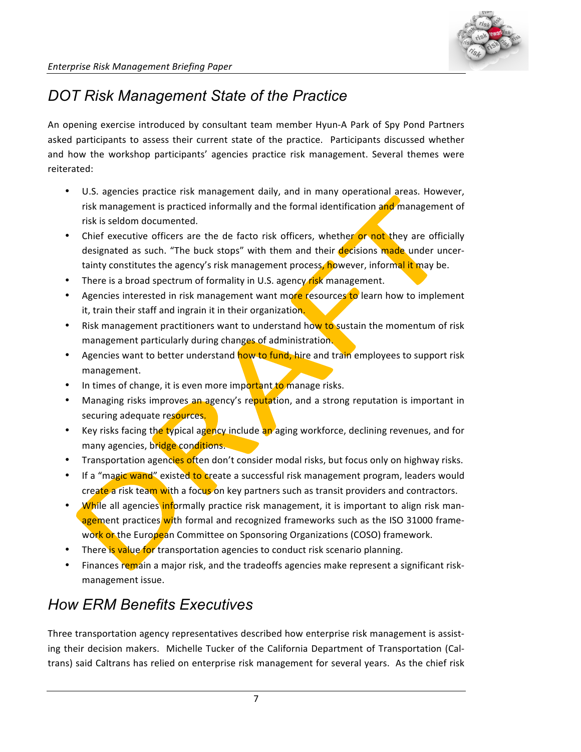## DOT Risk Management State of the Practice

An opening exercise introduced by consultant team member Hyun-A Park of Spy Pond Partners asked participants to assess their current state of the practice. Participants discussed whether and how the workshop participants' agencies practice risk management. Several themes were reiterated:

- U.S. agencies practice risk management daily, and in many operational areas. However, risk management is practiced informally and the formal identification and management of risk is seldom documented.
- Chief executive officers are the de facto risk officers, whether or not they are officially designated as such. "The buck stops" with them and their decisions made under uncertainty constitutes the agency's risk management process, however, informal it may be.
- There is a broad spectrum of formality in U.S. agency risk management.
- Agencies interested in risk management want more resources to learn how to implement it, train their staff and ingrain it in their organization.
- Risk management practitioners want to understand how to sustain the momentum of risk management particularly during changes of administration.
- Agencies want to better understand how to fund, hire and train employees to support risk management.
- In times of change, it is even more important to manage risks.
- Managing risks improves an agency's reputation, and a strong reputation is important in securing adequate resources.
- Key risks facing the typical agency include an aging workforce, declining revenues, and for many agencies, bridge conditions.
- Transportation agencies often don't consider modal risks, but focus only on highway risks.
- If a "magic wand" existed to create a successful risk management program, leaders would create a risk team with a focus on key partners such as transit providers and contractors.
- While all agencies informally practice risk management, it is important to align risk management practices with formal and recognized frameworks such as the ISO 31000 framework or the European Committee on Sponsoring Organizations (COSO) framework.
- There is value for transportation agencies to conduct risk scenario planning.
- Finances remain a major risk, and the tradeoffs agencies make represent a significant risk-management issue.

## How ERM Benefits Executives

Three transportation agency representatives described how enterprise risk management is assisting their decision makers. Michelle Tucker of the California Department of Transportation (Caltrans) said Caltrans has relied on enterprise risk management for several years. As the chief risk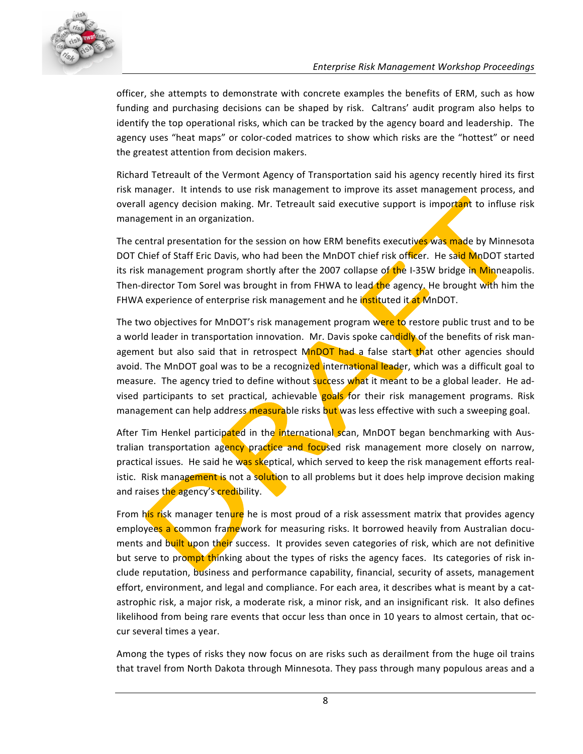officer, she attempts to demonstrate with concrete examples the benefits of ERM, such as how funding and purchasing decisions can be shaped by risk. Caltrans' audit program also helps to identify the top operational risks, which can be tracked by the agency board and leadership. The agency uses "heat maps" or color-coded matrices to show which risks are the "hottest" or need the greatest attention from decision makers.

Richard Tetreault of the Vermont Agency of Transportation said his agency recently hired its first risk manager. It intends to use risk management to improve its asset management process, and overall agency decision making. Mr. Tetreault said executive support is important to influse risk management in an organization.

The central presentation for the session on how ERM benefits executives was made by Minnesota DOT Chief of Staff Eric Davis, who had been the MnDOT chief risk officer. He said MnDOT started its risk management program shortly after the 2007 collapse of the I-35W bridge in Minneapolis. Then-director Tom Sorel was brought in from FHWA to lead the agency. He brought with him the FHWA experience of enterprise risk management and he instituted it at MnDOT.

The two objectives for MnDOT's risk management program were to restore public trust and to be a world leader in transportation innovation. Mr. Davis spoke candidly of the benefits of risk management but also said that in retrospect MnDOT had a false start that other agencies should avoid. The MnDOT goal was to be a recognized international leader, which was a difficult goal to measure. The agency tried to define without success what it meant to be a global leader. He advised participants to set practical, achievable goals for their risk management programs. Risk management can help address measurable risks but was less effective with such a sweeping goal.

After Tim Henkel participated in the international scan, MnDOT began benchmarking with Australian transportation agency practice and focused risk management more closely on narrow, practical issues. He said he was skeptical, which served to keep the risk management efforts realistic. Risk management is not a solution to all problems but it does help improve decision making and raises the agency's credibility.

From his risk manager tenure he is most proud of a risk assessment matrix that provides agency employees a common framework for measuring risks. It borrowed heavily from Australian documents and built upon their success. It provides seven categories of risk, which are not definitive but serve to prompt thinking about the types of risks the agency faces. Its categories of risk include reputation, business and performance capability, financial, security of assets, management effort, environment, and legal and compliance. For each area, it describes what is meant by a catastrophic risk, a major risk, a moderate risk, a minor risk, and an insignificant risk. It also defines likelihood from being rare events that occur less than once in 10 years to almost certain, that occur several times a year.

Among the types of risks they now focus on are risks such as derailment from the huge oil trains that travel from North Dakota through Minnesota. They pass through many populous areas and a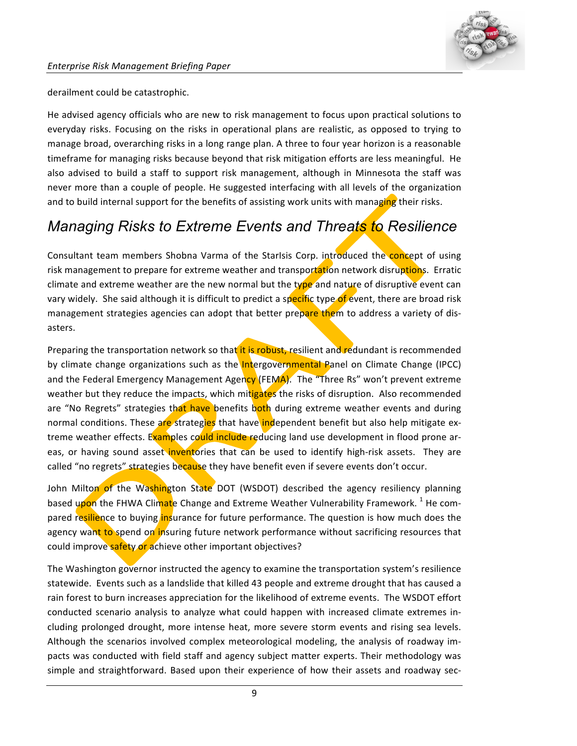derailment could be catastrophic.

He advised agency officials who are new to risk management to focus upon practical solutions to everyday risks. Focusing on the risks in operational plans are realistic, as opposed to trying to manage broad, overarching risks in a long range plan. A three to four year horizon is a reasonable timeframe for managing risks because beyond that risk mitigation efforts are less meaningful. He also advised to build a staff to support risk management, although in Minnesota the staff was never more than a couple of people. He suggested interfacing with all levels of the organization and to build internal support for the benefits of assisting work units with managing their risks.

## *Managing Risks to Extreme Events and Threats to Resilience*

Consultant team members Shobna Varma of the StarIsis Corp. introduced the concept of using risk management to prepare for extreme weather and transportation network disruptions. Erratic climate and extreme weather are the new normal but the type and nature of disruptive event can vary widely. She said although it is difficult to predict a specific type of event, there are broad risk management strategies agencies can adopt that better prepare them to address a variety of disasters.

Preparing the transportation network so that it is robust, resilient and redundant is recommended by climate change organizations such as the Intergovernmental Panel on Climate Change (IPCC) and the Federal Emergency Management Agency (FEMA). The "Three Rs" won't prevent extreme weather but they reduce the impacts, which mitigates the risks of disruption. Also recommended are "No Regrets" strategies that have benefits both during extreme weather events and during normal conditions. These are strategies that have independent benefit but also help mitigate extreme weather effects. Examples could include reducing land use development in flood prone areas, or having sound asset inventories that can be used to identify high-risk assets. They are called "no regrets" strategies because they have benefit even if severe events don't occur.

John Milton of the Washington State DOT (WSDOT) described the agency resiliency planning based upon the FHWA Climate Change and Extreme Weather Vulnerability Framework. [1] He compared resilience to buying insurance for future performance. The question is how much does the agency want to spend on insuring future network performance without sacrificing resources that could improve safety or achieve other important objectives?

The Washington governor instructed the agency to examine the transportation system's resilience statewide. Events such as a landslide that killed 43 people and extreme drought that has caused a rain forest to burn increases appreciation for the likelihood of extreme events. The WSDOT effort conducted scenario analysis to analyze what could happen with increased climate extremes including prolonged drought, more intense heat, more severe storm events and rising sea levels. Although the scenarios involved complex meteorological modeling, the analysis of roadway impacts was conducted with field staff and agency subject matter experts. Their methodology was simple and straightforward. Based upon their experience of how their assets and roadway sec-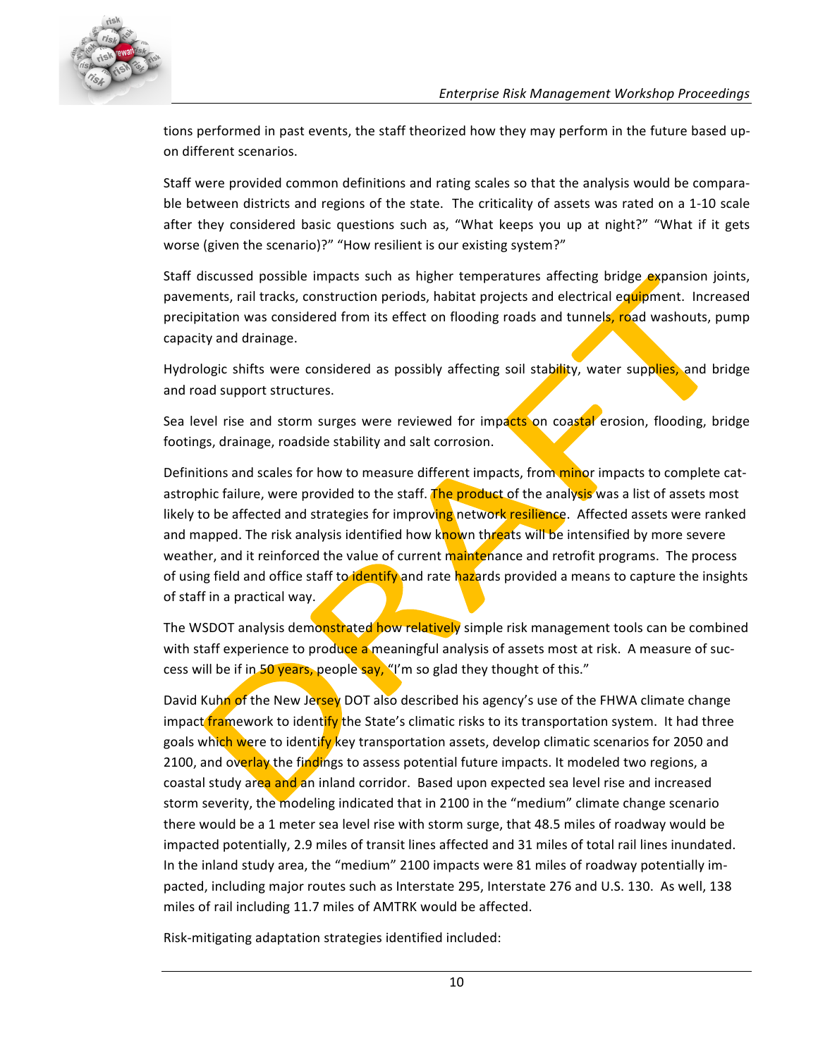tions performed in past events, the staff theorized how they may perform in the future based upon different scenarios.

Staff were provided common definitions and rating scales so that the analysis would be comparable between districts and regions of the state. The criticality of assets was rated on a 1-10 scale after they considered basic questions such as, "What keeps you up at night?" "What if it gets worse (given the scenario)?" "How resilient is our existing system?"

Staff discussed possible impacts such as higher temperatures affecting bridge expansion joints, pavements, rail tracks, construction periods, habitat projects and electrical equipment. Increased precipitation was considered from its effect on flooding roads and tunnels, road washouts, pump capacity and drainage.

Hydrologic shifts were considered as possibly affecting soil stability, water supplies, and bridge and road support structures.

Sea level rise and storm surges were reviewed for impacts on coastal erosion, flooding, bridge footings, drainage, roadside stability and salt corrosion.

Definitions and scales for how to measure different impacts, from minor impacts to complete catastrophic failure, were provided to the staff. The product of the analysis was a list of assets most likely to be affected and strategies for improving network resilience. Affected assets were ranked and mapped. The risk analysis identified how known threats will be intensified by more severe weather, and it reinforced the value of current maintenance and retrofit programs. The process of using field and office staff to identify and rate hazards provided a means to capture the insights of staff in a practical way.

The WSDOT analysis demonstrated how relatively simple risk management tools can be combined with staff experience to produce a meaningful analysis of assets most at risk. A measure of success will be if in 50 years, people say, "I'm so glad they thought of this."

David Kuhn of the New Jersey DOT also described his agency's use of the FHWA climate change impact framework to identify the State's climatic risks to its transportation system. It had three goals which were to identify key transportation assets, develop climatic scenarios for 2050 and 2100, and overlay the findings to assess potential future impacts. It modeled two regions, a coastal study area and an inland corridor. Based upon expected sea level rise and increased storm severity, the modeling indicated that in 2100 in the "medium" climate change scenario there would be a 1 meter sea level rise with storm surge, that 48.5 miles of roadway would be impacted potentially, 2.9 miles of transit lines affected and 31 miles of total rail lines inundated. In the inland study area, the "medium" 2100 impacts were 81 miles of roadway potentially impacted, including major routes such as Interstate 295, Interstate 276 and U.S. 130. As well, 138 miles of rail including 11.7 miles of AMTRK would be affected.

Risk-mitigating adaptation strategies identified included: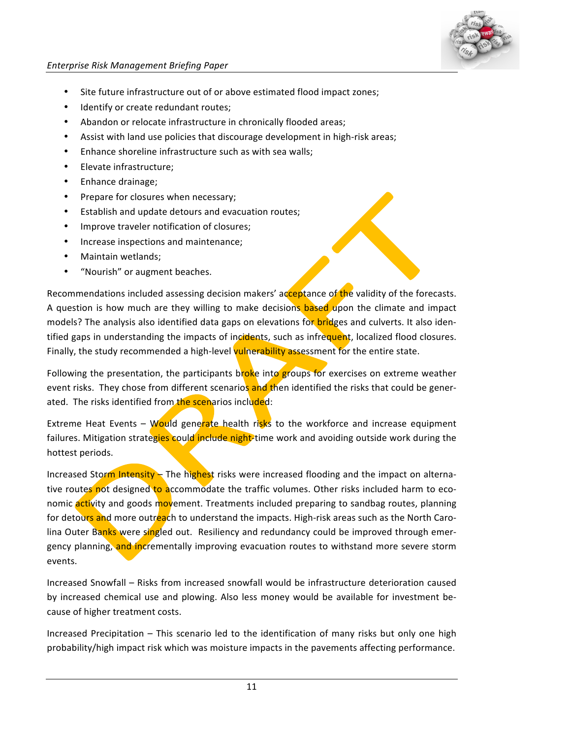- Site future infrastructure out of or above estimated flood impact zones;
- Identify or create redundant routes;
- Abandon or relocate infrastructure in chronically flooded areas;
- Assist with land use policies that discourage development in high-risk areas;
- Enhance shoreline infrastructure such as with sea walls;
- Elevate infrastructure;
- Enhance drainage;
- Prepare for closures when necessary;
- Establish and update detours and evacuation routes;
- Improve traveler notification of closures;
- Increase inspections and maintenance;
- Maintain wetlands;
- "Nourish" or augment beaches.

Recommendations included assessing decision makers' acceptance of the validity of the forecasts. A question is how much are they willing to make decisions based upon the climate and impact models? The analysis also identified data gaps on elevations for bridges and culverts. It also identified gaps in understanding the impacts of incidents, such as infrequent, localized flood closures. Finally, the study recommended a high-level vulnerability assessment for the entire state.

Following the presentation, the participants broke into groups for exercises on extreme weather event risks. They chose from different scenarios and then identified the risks that could be generated. The risks identified from the scenarios included:

Extreme Heat Events – Would generate health risks to the workforce and increase equipment failures. Mitigation strategies could include night-time work and avoiding outside work during the hottest periods.

Increased Storm Intensity – The highest risks were increased flooding and the impact on alternative routes not designed to accommodate the traffic volumes. Other risks included harm to economic activity and goods movement. Treatments included preparing to sandbag routes, planning for detours and more outreach to understand the impacts. High-risk areas such as the North Carolina Outer Banks were singled out. Resiliency and redundancy could be improved through emergency planning, and incrementally improving evacuation routes to withstand more severe storm events.

Increased Snowfall – Risks from increased snowfall would be infrastructure deterioration caused by increased chemical use and plowing. Also less money would be available for investment because of higher treatment costs.

Increased Precipitation – This scenario led to the identification of many risks but only one high probability/high impact risk which was moisture impacts in the pavements affecting performance.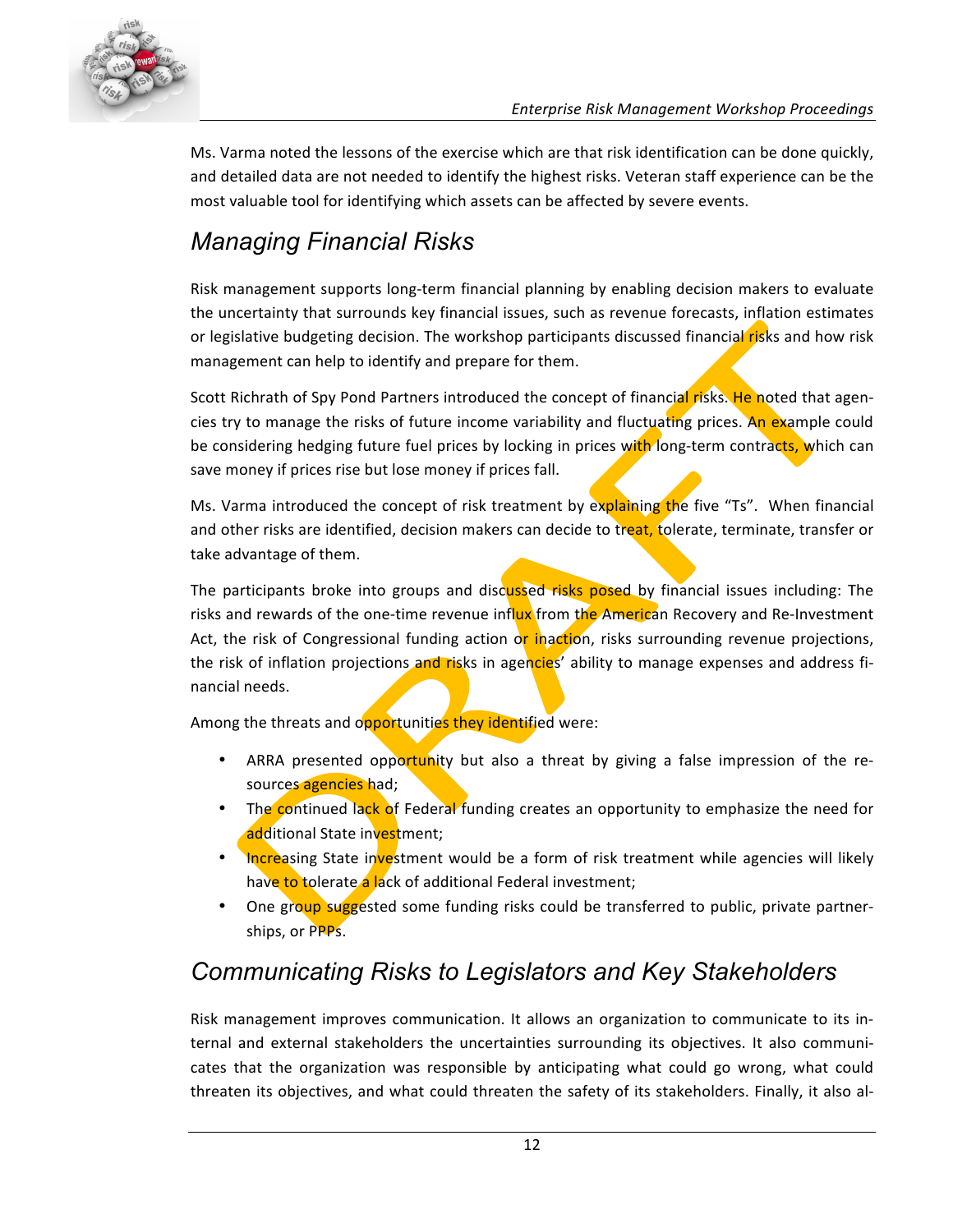Ms. Varma noted the lessons of the exercise which are that risk identification can be done quickly, and detailed data are not needed to identify the highest risks. Veteran staff experience can be the most valuable tool for identifying which assets can be affected by severe events.

## Managing Financial Risks

Risk management supports long-term financial planning by enabling decision makers to evaluate the uncertainty that surrounds key financial issues, such as revenue forecasts, inflation estimates or legislative budgeting decision. The workshop participants discussed financial risks and how risk management can help to identify and prepare for them.

Scott Richrath of Spy Pond Partners introduced the concept of financial risks. He noted that agencies try to manage the risks of future income variability and fluctuating prices. An example could be considering hedging future fuel prices by locking in prices with long-term contracts, which can save money if prices rise but lose money if prices fall.

Ms. Varma introduced the concept of risk treatment by explaining the five "Ts". When financial and other risks are identified, decision makers can decide to treat, tolerate, terminate, transfer or take advantage of them.

The participants broke into groups and discussed risks posed by financial issues including: The risks and rewards of the one-time revenue influx from the American Recovery and Re-Investment Act, the risk of Congressional funding action or inaction, risks surrounding revenue projections, the risk of inflation projections and risks in agencies' ability to manage expenses and address financial needs.

Among the threats and opportunities they identified were:

- ARRA presented opportunity but also a threat by giving a false impression of the resources agencies had;
- The continued lack of Federal funding creates an opportunity to emphasize the need for additional State investment;
- Increasing State investment would be a form of risk treatment while agencies will likely have to tolerate a lack of additional Federal investment;
- One group suggested some funding risks could be transferred to public, private partnerships, or PPPs.

## Communicating Risks to Legislators and Key Stakeholders

Risk management improves communication. It allows an organization to communicate to its internal and external stakeholders the uncertainties surrounding its objectives. It also communicates that the organization was responsible by anticipating what could go wrong, what could threaten its objectives, and what could threaten the safety of its stakeholders. Finally, it also al-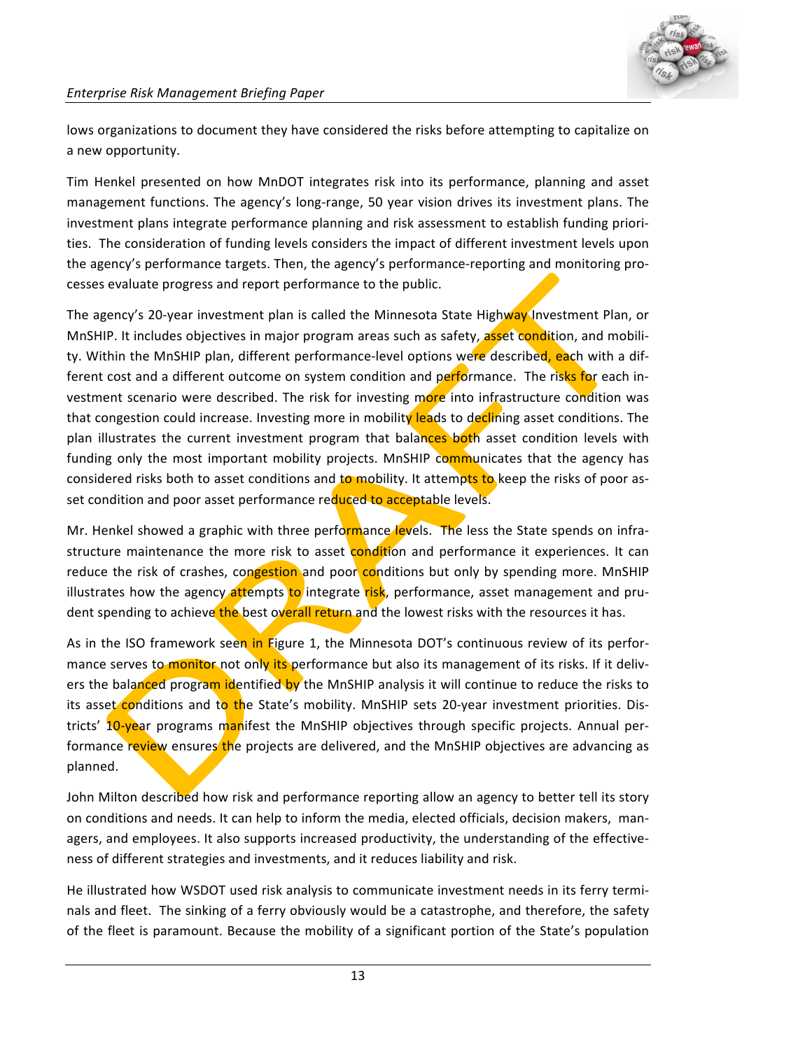lows organizations to document they have considered the risks before attempting to capitalize on a new opportunity.

Tim Henkel presented on how MnDOT integrates risk into its performance, planning and asset management functions. The agency's long-range, 50 year vision drives its investment plans. The investment plans integrate performance planning and risk assessment to establish funding priorities. The consideration of funding levels considers the impact of different investment levels upon the agency's performance targets. Then, the agency's performance-reporting and monitoring processes evaluate progress and report performance to the public.

The agency's 20-year investment plan is called the Minnesota State Highway Investment Plan, or MnSHIP. It includes objectives in major program areas such as safety, asset condition, and mobility. Within the MnSHIP plan, different performance-level options were described, each with a different cost and a different outcome on system condition and performance. The risks for each investment scenario were described. The risk for investing more into infrastructure condition was that congestion could increase. Investing more in mobility leads to declining asset conditions. The plan illustrates the current investment program that balances both asset condition levels with funding only the most important mobility projects. MnSHIP communicates that the agency has considered risks both to asset conditions and to mobility. It attempts to keep the risks of poor asset condition and poor asset performance reduced to acceptable levels.

Mr. Henkel showed a graphic with three performance levels. The less the State spends on infrastructure maintenance the more risk to asset condition and performance it experiences. It can reduce the risk of crashes, congestion and poor conditions but only by spending more. MnSHIP illustrates how the agency attempts to integrate risk, performance, asset management and prudent spending to achieve the best overall return and the lowest risks with the resources it has.

As in the ISO framework seen in Figure 1, the Minnesota DOT's continuous review of its performance serves to monitor not only its performance but also its management of its risks. If it delivers the balanced program identified by the MnSHIP analysis it will continue to reduce the risks to its asset conditions and to the State's mobility. MnSHIP sets 20-year investment priorities. Districts' 10-year programs manifest the MnSHIP objectives through specific projects. Annual performance review ensures the projects are delivered, and the MnSHIP objectives are advancing as planned.

John Milton described how risk and performance reporting allow an agency to better tell its story on conditions and needs. It can help to inform the media, elected officials, decision makers, managers, and employees. It also supports increased productivity, the understanding of the effectiveness of different strategies and investments, and it reduces liability and risk.

He illustrated how WSDOT used risk analysis to communicate investment needs in its ferry terminals and fleet. The sinking of a ferry obviously would be a catastrophe, and therefore, the safety of the fleet is paramount. Because the mobility of a significant portion of the State's population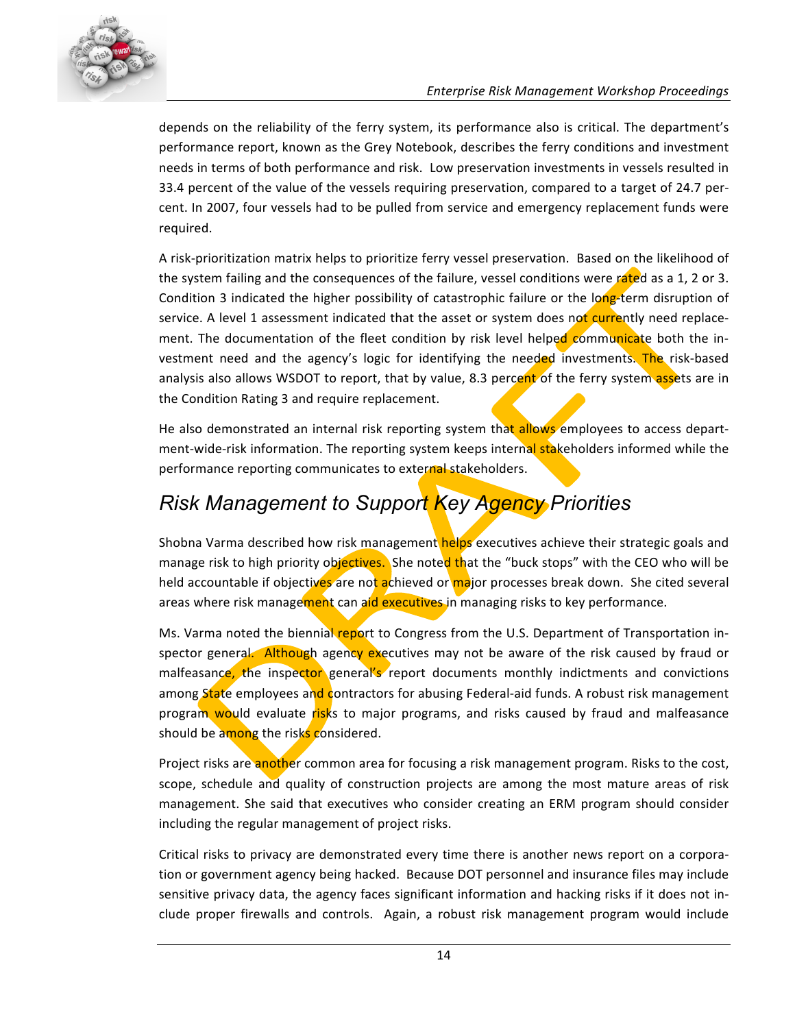depends on the reliability of the ferry system, its performance also is critical. The department's performance report, known as the Grey Notebook, describes the ferry conditions and investment needs in terms of both performance and risk. Low preservation investments in vessels resulted in 33.4 percent of the value of the vessels requiring preservation, compared to a target of 24.7 percent. In 2007, four vessels had to be pulled from service and emergency replacement funds were required.

A risk-prioritization matrix helps to prioritize ferry vessel preservation. Based on the likelihood of the system failing and the consequences of the failure, vessel conditions were rated as a 1, 2 or 3. Condition 3 indicated the higher possibility of catastrophic failure or the long-term disruption of service. A level 1 assessment indicated that the asset or system does not currently need replacement. The documentation of the fleet condition by risk level helped communicate both the investment need and the agency's logic for identifying the needed investments. The risk-based analysis also allows WSDOT to report, that by value, 8.3 percent of the ferry system assets are in the Condition Rating 3 and require replacement.

He also demonstrated an internal risk reporting system that allows employees to access department-wide-risk information. The reporting system keeps internal stakeholders informed while the performance reporting communicates to external stakeholders.

## Risk Management to Support Key Agency Priorities

Shobna Varma described how risk management helps executives achieve their strategic goals and manage risk to high priority objectives. She noted that the "buck stops" with the CEO who will be held accountable if objectives are not achieved or major processes break down. She cited several areas where risk management can aid executives in managing risks to key performance.

Ms. Varma noted the biennial report to Congress from the U.S. Department of Transportation inspector general. Although agency executives may not be aware of the risk caused by fraud or malfeasance, the inspector general's report documents monthly indictments and convictions among State employees and contractors for abusing Federal-aid funds. A robust risk management program would evaluate risks to major programs, and risks caused by fraud and malfeasance should be among the risks considered.

Project risks are another common area for focusing a risk management program. Risks to the cost, scope, schedule and quality of construction projects are among the most mature areas of risk management. She said that executives who consider creating an ERM program should consider including the regular management of project risks.

Critical risks to privacy are demonstrated every time there is another news report on a corporation or government agency being hacked. Because DOT personnel and insurance files may include sensitive privacy data, the agency faces significant information and hacking risks if it does not include proper firewalls and controls. Again, a robust risk management program would include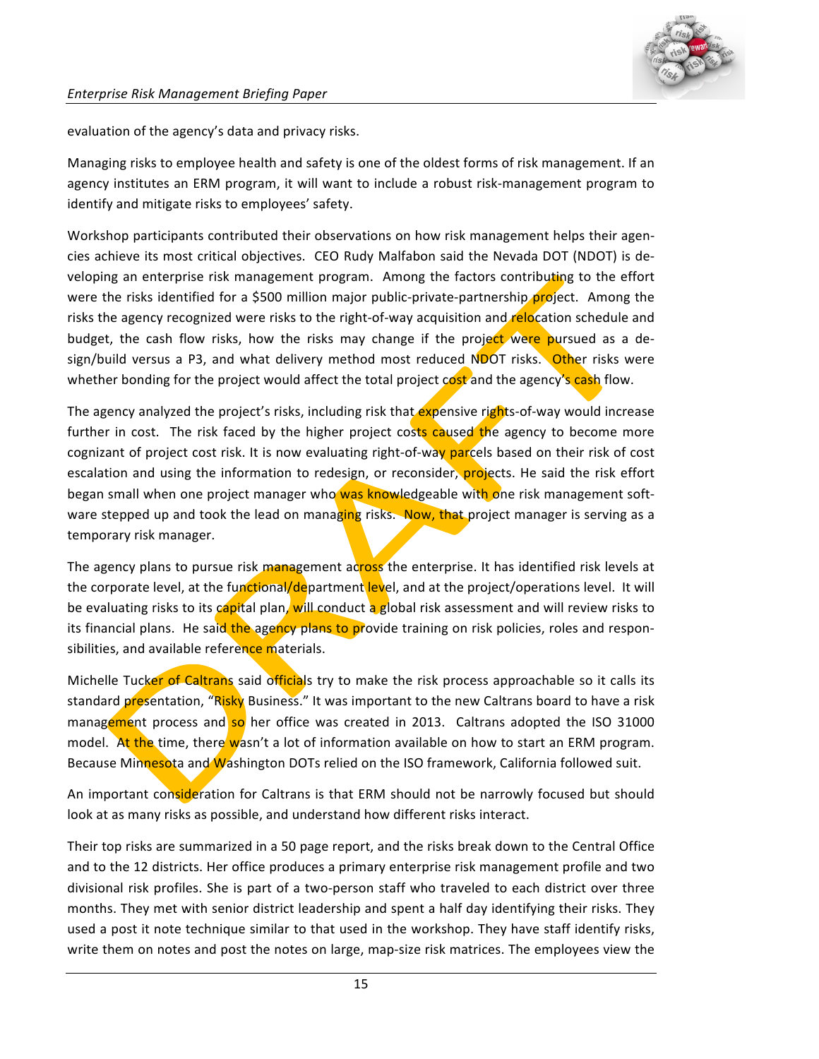evaluation of the agency's data and privacy risks.

Managing risks to employee health and safety is one of the oldest forms of risk management. If an agency institutes an ERM program, it will want to include a robust risk-management program to identify and mitigate risks to employees' safety.

Workshop participants contributed their observations on how risk management helps their agencies achieve its most critical objectives. CEO Rudy Malfabon said the Nevada DOT (NDOT) is developing an enterprise risk management program. Among the factors contributing to the effort were the risks identified for a $500 million major public-private-partnership project. Among the risks the agency recognized were risks to the right-of-way acquisition and relocation schedule and budget, the cash flow risks, how the risks may change if the project were pursued as a design/build versus a P3, and what delivery method most reduced NDOT risks. Other risks were whether bonding for the project would affect the total project cost and the agency's cash flow.

The agency analyzed the project's risks, including risk that expensive rights-of-way would increase further in cost. The risk faced by the higher project costs caused the agency to become more cognizant of project cost risk. It is now evaluating right-of-way parcels based on their risk of cost escalation and using the information to redesign, or reconsider, projects. He said the risk effort began small when one project manager who was knowledgeable with one risk management software stepped up and took the lead on managing risks. Now, that project manager is serving as a temporary risk manager.

The agency plans to pursue risk management across the enterprise. It has identified risk levels at the corporate level, at the functional/department level, and at the project/operations level. It will be evaluating risks to its capital plan, will conduct a global risk assessment and will review risks to its financial plans. He said the agency plans to provide training on risk policies, roles and responsibilities, and available reference materials.

Michelle Tucker of Caltrans said officials try to make the risk process approachable so it calls its standard presentation, "Risky Business." It was important to the new Caltrans board to have a risk management process and so her office was created in 2013. Caltrans adopted the ISO 31000 model. At the time, there wasn't a lot of information available on how to start an ERM program. Because Minnesota and Washington DOTs relied on the ISO framework, California followed suit.

An important consideration for Caltrans is that ERM should not be narrowly focused but should look at as many risks as possible, and understand how different risks interact.

Their top risks are summarized in a 50 page report, and the risks break down to the Central Office and to the 12 districts. Her office produces a primary enterprise risk management profile and two divisional risk profiles. She is part of a two-person staff who traveled to each district over three months. They met with senior district leadership and spent a half day identifying their risks. They used a post it note technique similar to that used in the workshop. They have staff identify risks, write them on notes and post the notes on large, map-size risk matrices. The employees view the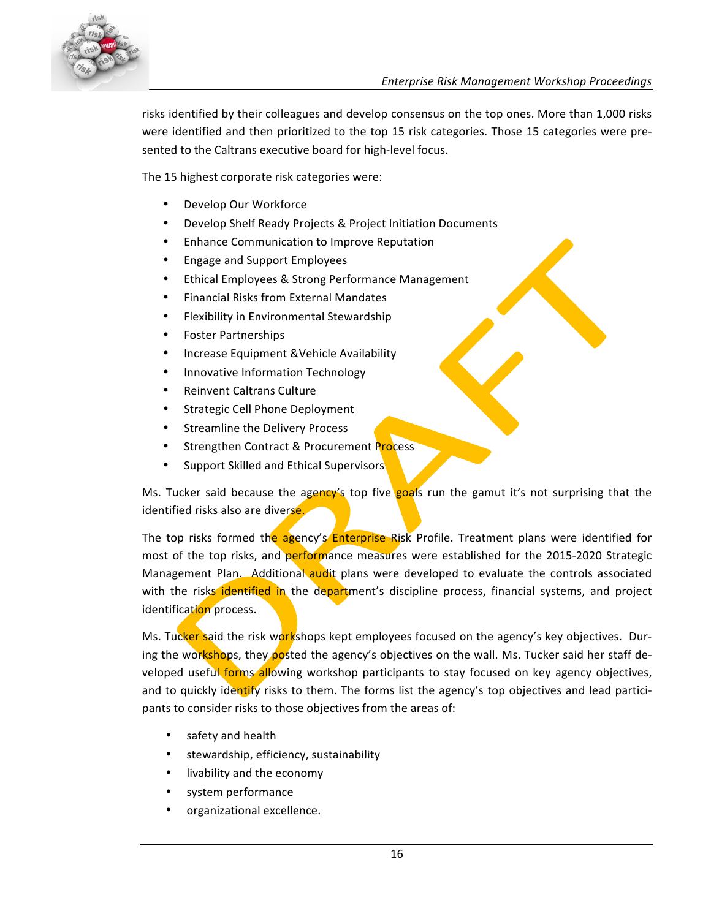risks identified by their colleagues and develop consensus on the top ones. More than 1,000 risks were identified and then prioritized to the top 15 risk categories. Those 15 categories were presented to the Caltrans executive board for high-level focus.

The 15 highest corporate risk categories were:

- Develop Our Workforce
- Develop Shelf Ready Projects & Project Initiation Documents
- Enhance Communication to Improve Reputation
- Engage and Support Employees
- Ethical Employees & Strong Performance Management
- Financial Risks from External Mandates
- Flexibility in Environmental Stewardship
- Foster Partnerships
- Increase Equipment &Vehicle Availability
- Innovative Information Technology
- Reinvent Caltrans Culture
- Strategic Cell Phone Deployment
- Streamline the Delivery Process
- Strengthen Contract & Procurement Process
- Support Skilled and Ethical Supervisors

Ms. Tucker said because the agency's top five goals run the gamut it's not surprising that the identified risks also are diverse.

The top risks formed the agency's Enterprise Risk Profile. Treatment plans were identified for most of the top risks, and performance measures were established for the 2015-2020 Strategic Management Plan. Additional audit plans were developed to evaluate the controls associated with the risks identified in the department's discipline process, financial systems, and project identification process.

Ms. Tucker said the risk workshops kept employees focused on the agency's key objectives. During the workshops, they posted the agency's objectives on the wall. Ms. Tucker said her staff developed useful forms allowing workshop participants to stay focused on key agency objectives, and to quickly identify risks to them. The forms list the agency's top objectives and lead participants to consider risks to those objectives from the areas of:

- safety and health
- stewardship, efficiency, sustainability
- livability and the economy
- system performance
- organizational excellence.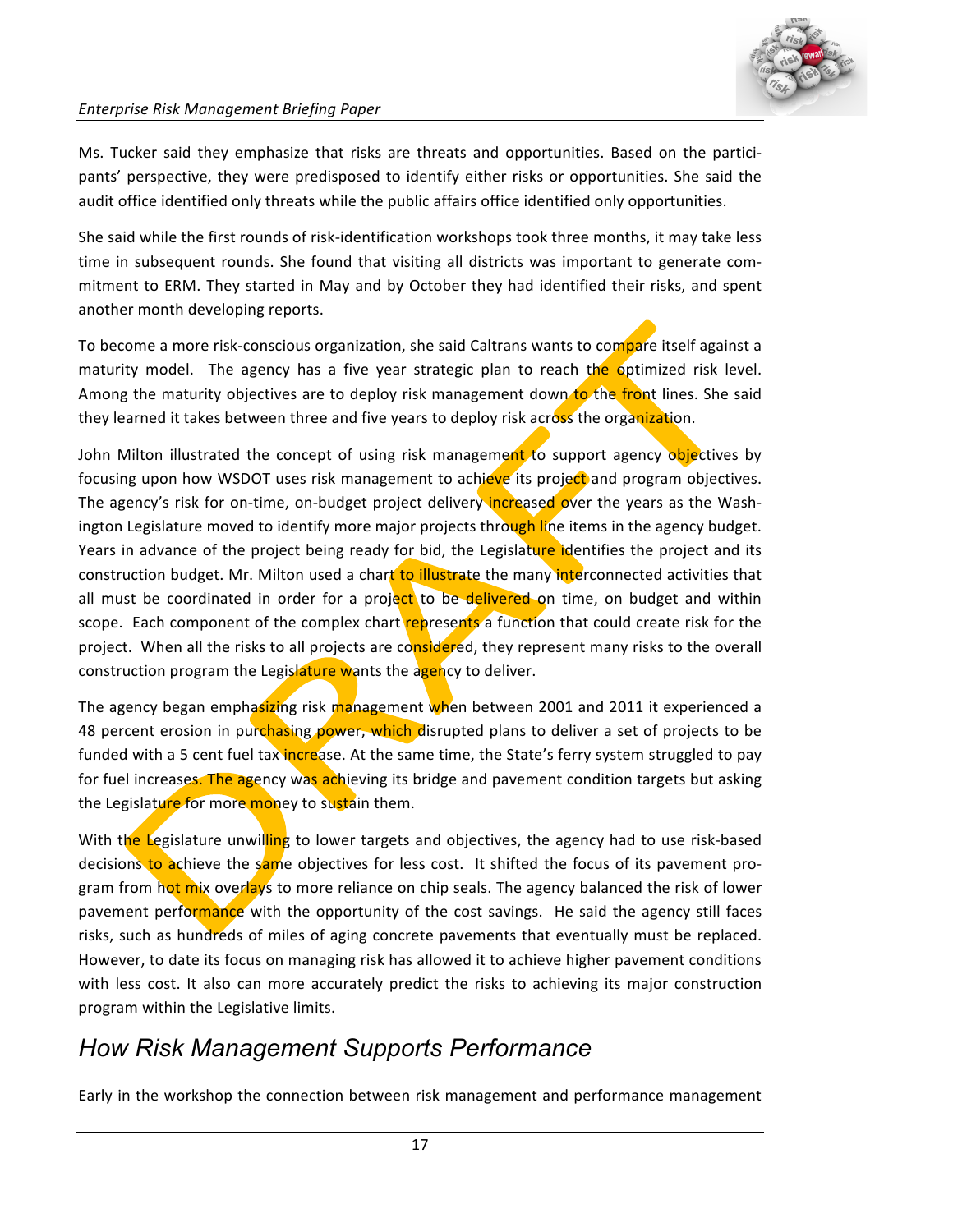Ms. Tucker said they emphasize that risks are threats and opportunities. Based on the participants' perspective, they were predisposed to identify either risks or opportunities. She said the audit office identified only threats while the public affairs office identified only opportunities.

She said while the first rounds of risk-identification workshops took three months, it may take less time in subsequent rounds. She found that visiting all districts was important to generate commitment to ERM. They started in May and by October they had identified their risks, and spent another month developing reports.

To become a more risk-conscious organization, she said Caltrans wants to compare itself against a maturity model. The agency has a five year strategic plan to reach the optimized risk level. Among the maturity objectives are to deploy risk management down to the front lines. She said they learned it takes between three and five years to deploy risk across the organization.

John Milton illustrated the concept of using risk management to support agency objectives by focusing upon how WSDOT uses risk management to achieve its project and program objectives. The agency's risk for on-time, on-budget project delivery increased over the years as the Washington Legislature moved to identify more major projects through line items in the agency budget. Years in advance of the project being ready for bid, the Legislature identifies the project and its construction budget. Mr. Milton used a chart to illustrate the many interconnected activities that all must be coordinated in order for a project to be delivered on time, on budget and within scope. Each component of the complex chart represents a function that could create risk for the project. When all the risks to all projects are considered, they represent many risks to the overall construction program the Legislature wants the agency to deliver.

The agency began emphasizing risk management when between 2001 and 2011 it experienced a 48 percent erosion in purchasing power, which disrupted plans to deliver a set of projects to be funded with a 5 cent fuel tax increase. At the same time, the State's ferry system struggled to pay for fuel increases. The agency was achieving its bridge and pavement condition targets but asking the Legislature for more money to sustain them.

With the Legislature unwilling to lower targets and objectives, the agency had to use risk-based decisions to achieve the same objectives for less cost. It shifted the focus of its pavement program from hot mix overlays to more reliance on chip seals. The agency balanced the risk of lower pavement performance with the opportunity of the cost savings. He said the agency still faces risks, such as hundreds of miles of aging concrete pavements that eventually must be replaced. However, to date its focus on managing risk has allowed it to achieve higher pavement conditions with less cost. It also can more accurately predict the risks to achieving its major construction program within the Legislative limits.

## How Risk Management Supports Performance

Early in the workshop the connection between risk management and performance management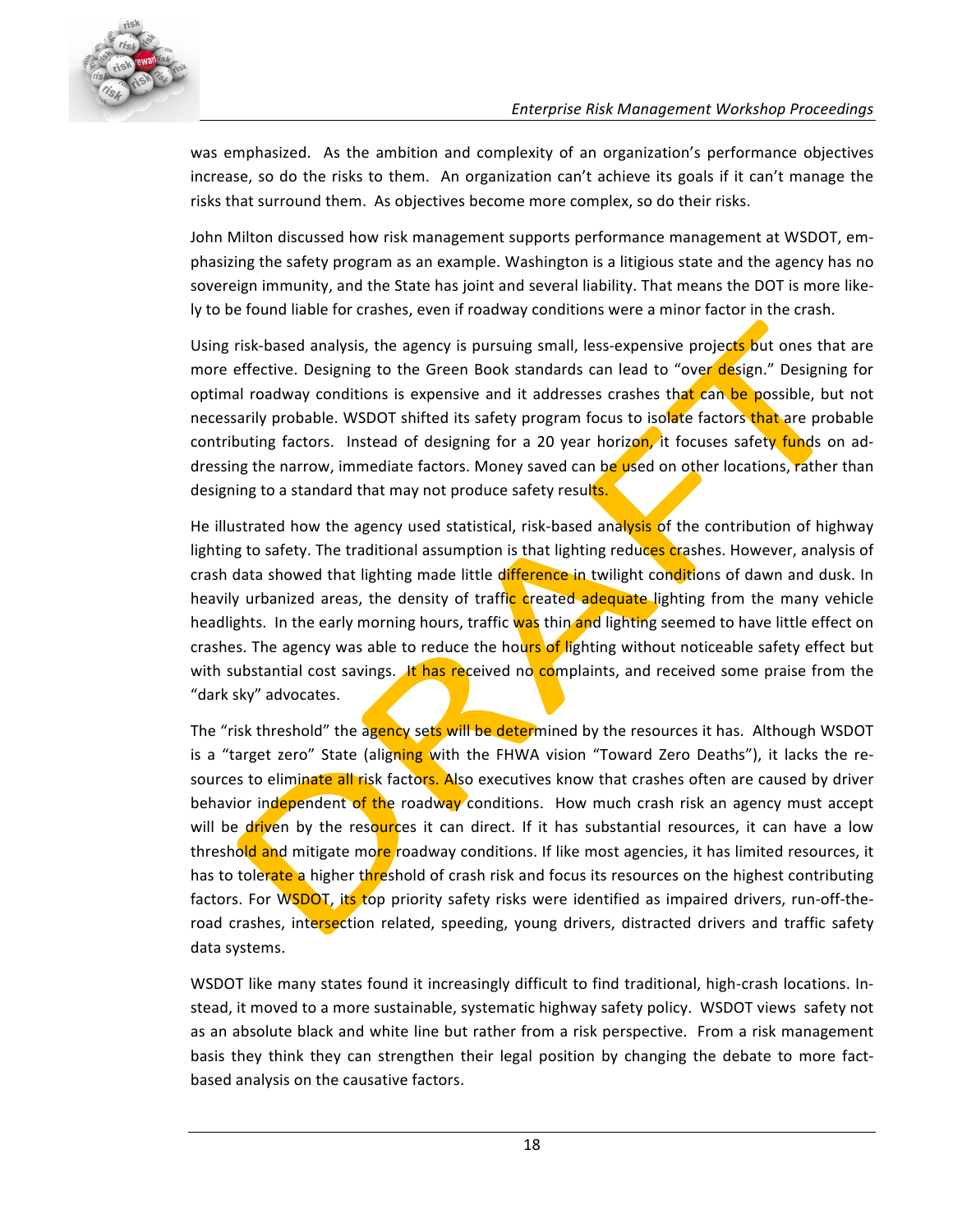was emphasized. As the ambition and complexity of an organization's performance objectives increase, so do the risks to them. An organization can't achieve its goals if it can't manage the risks that surround them. As objectives become more complex, so do their risks.

John Milton discussed how risk management supports performance management at WSDOT, emphasizing the safety program as an example. Washington is a litigious state and the agency has no sovereign immunity, and the State has joint and several liability. That means the DOT is more likely to be found liable for crashes, even if roadway conditions were a minor factor in the crash.

Using risk-based analysis, the agency is pursuing small, less-expensive projects but ones that are more effective. Designing to the Green Book standards can lead to "over design." Designing for optimal roadway conditions is expensive and it addresses crashes that can be possible, but not necessarily probable. WSDOT shifted its safety program focus to isolate factors that are probable contributing factors. Instead of designing for a 20 year horizon, it focuses safety funds on addressing the narrow, immediate factors. Money saved can be used on other locations, rather than designing to a standard that may not produce safety results.

He illustrated how the agency used statistical, risk-based analysis of the contribution of highway lighting to safety. The traditional assumption is that lighting reduces crashes. However, analysis of crash data showed that lighting made little difference in twilight conditions of dawn and dusk. In heavily urbanized areas, the density of traffic created adequate lighting from the many vehicle headlights. In the early morning hours, traffic was thin and lighting seemed to have little effect on crashes. The agency was able to reduce the hours of lighting without noticeable safety effect but with substantial cost savings. It has received no complaints, and received some praise from the "dark sky" advocates.

The "risk threshold" the agency sets will be determined by the resources it has. Although WSDOT is a "target zero" State (aligning with the FHWA vision "Toward Zero Deaths"), it lacks the resources to eliminate all risk factors. Also executives know that crashes often are caused by driver behavior independent of the roadway conditions. How much crash risk an agency must accept will be driven by the resources it can direct. If it has substantial resources, it can have a low threshold and mitigate more roadway conditions. If like most agencies, it has limited resources, it has to tolerate a higher threshold of crash risk and focus its resources on the highest contributing factors. For WSDOT, its top priority safety risks were identified as impaired drivers, run-off-the-road crashes, intersection related, speeding, young drivers, distracted drivers and traffic safety data systems.

WSDOT like many states found it increasingly difficult to find traditional, high-crash locations. Instead, it moved to a more sustainable, systematic highway safety policy. WSDOT views safety not as an absolute black and white line but rather from a risk perspective. From a risk management basis they think they can strengthen their legal position by changing the debate to more fact-based analysis on the causative factors.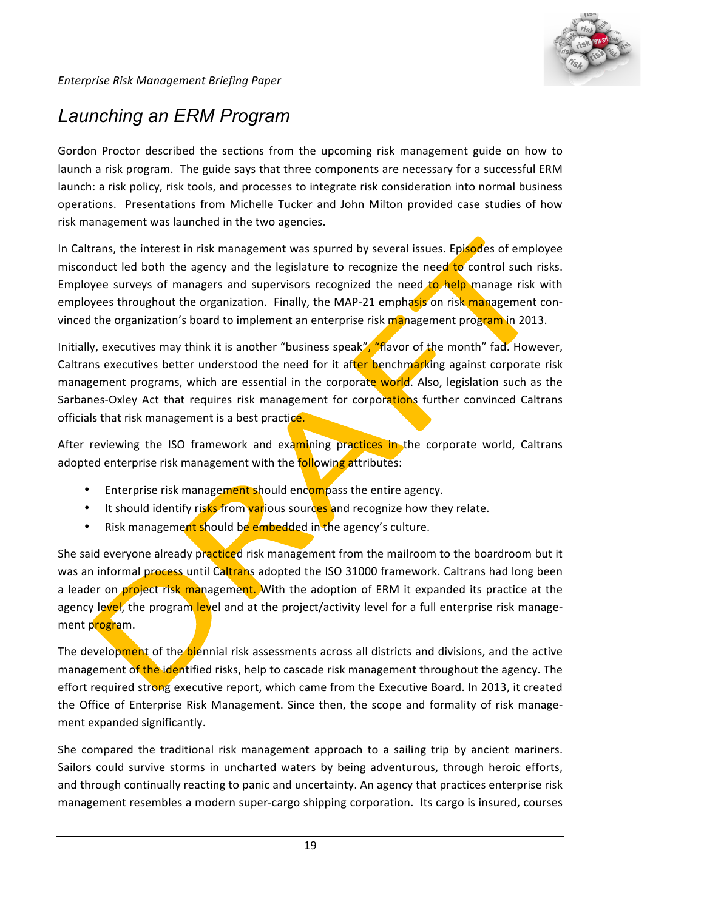## Launching an ERM Program

Gordon Proctor described the sections from the upcoming risk management guide on how to launch a risk program. The guide says that three components are necessary for a successful ERM launch: a risk policy, risk tools, and processes to integrate risk consideration into normal business operations. Presentations from Michelle Tucker and John Milton provided case studies of how risk management was launched in the two agencies.

In Caltrans, the interest in risk management was spurred by several issues. Episodes of employee misconduct led both the agency and the legislature to recognize the need to control such risks. Employee surveys of managers and supervisors recognized the need to help manage risk with employees throughout the organization. Finally, the MAP-21 emphasis on risk management convinced the organization's board to implement an enterprise risk management program in 2013.

Initially, executives may think it is another "business speak", "flavor of the month" fad. However, Caltrans executives better understood the need for it after benchmarking against corporate risk management programs, which are essential in the corporate world. Also, legislation such as the Sarbanes-Oxley Act that requires risk management for corporations further convinced Caltrans officials that risk management is a best practice.

After reviewing the ISO framework and examining practices in the corporate world, Caltrans adopted enterprise risk management with the following attributes:

- Enterprise risk management should encompass the entire agency.
- It should identify risks from various sources and recognize how they relate.
- Risk management should be embedded in the agency's culture.

She said everyone already practiced risk management from the mailroom to the boardroom but it was an informal process until Caltrans adopted the ISO 31000 framework. Caltrans had long been a leader on project risk management. With the adoption of ERM it expanded its practice at the agency level, the program level and at the project/activity level for a full enterprise risk management program.

The development of the biennial risk assessments across all districts and divisions, and the active management of the identified risks, help to cascade risk management throughout the agency. The effort required strong executive report, which came from the Executive Board. In 2013, it created the Office of Enterprise Risk Management. Since then, the scope and formality of risk management expanded significantly.

She compared the traditional risk management approach to a sailing trip by ancient mariners. Sailors could survive storms in uncharted waters by being adventurous, through heroic efforts, and through continually reacting to panic and uncertainty. An agency that practices enterprise risk management resembles a modern super-cargo shipping corporation. Its cargo is insured, courses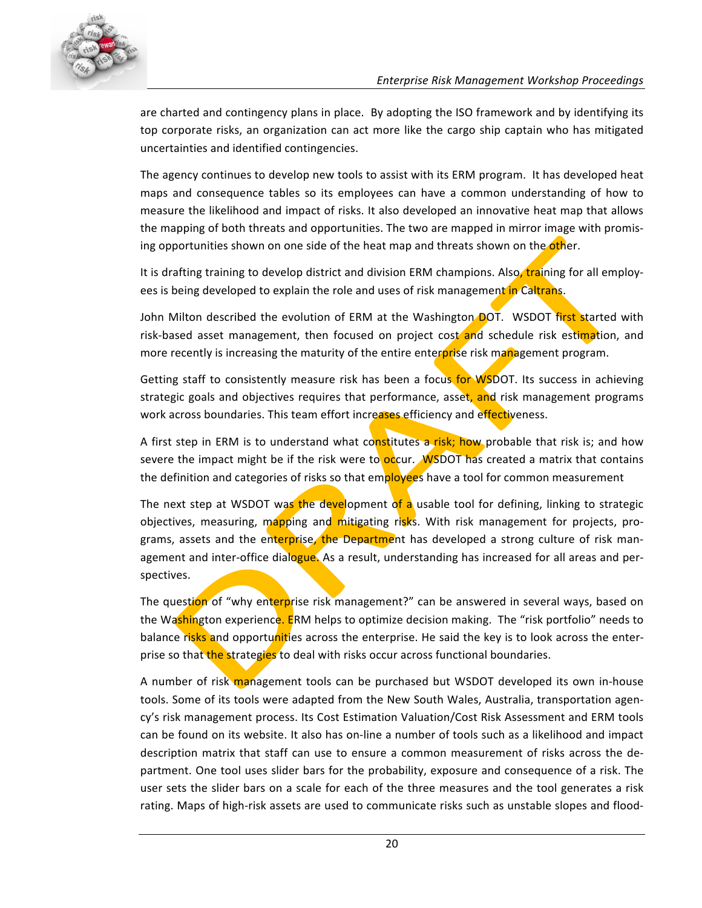are charted and contingency plans in place. By adopting the ISO framework and by identifying its top corporate risks, an organization can act more like the cargo ship captain who has mitigated uncertainties and identified contingencies.

The agency continues to develop new tools to assist with its ERM program. It has developed heat maps and consequence tables so its employees can have a common understanding of how to measure the likelihood and impact of risks. It also developed an innovative heat map that allows the mapping of both threats and opportunities. The two are mapped in mirror image with promising opportunities shown on one side of the heat map and threats shown on the other.

It is drafting training to develop district and division ERM champions. Also, training for all employees is being developed to explain the role and uses of risk management in Caltrans.

John Milton described the evolution of ERM at the Washington DOT. WSDOT first started with risk-based asset management, then focused on project cost and schedule risk estimation, and more recently is increasing the maturity of the entire enterprise risk management program.

Getting staff to consistently measure risk has been a focus for WSDOT. Its success in achieving strategic goals and objectives requires that performance, asset, and risk management programs work across boundaries. This team effort increases efficiency and effectiveness.

A first step in ERM is to understand what constitutes a risk; how probable that risk is; and how severe the impact might be if the risk were to occur. WSDOT has created a matrix that contains the definition and categories of risks so that employees have a tool for common measurement

The next step at WSDOT was the development of a usable tool for defining, linking to strategic objectives, measuring, mapping and mitigating risks. With risk management for projects, programs, assets and the enterprise, the Department has developed a strong culture of risk management and inter-office dialogue. As a result, understanding has increased for all areas and perspectives.

The question of "why enterprise risk management?" can be answered in several ways, based on the Washington experience. ERM helps to optimize decision making. The "risk portfolio" needs to balance risks and opportunities across the enterprise. He said the key is to look across the enterprise so that the strategies to deal with risks occur across functional boundaries.

A number of risk management tools can be purchased but WSDOT developed its own in-house tools. Some of its tools were adapted from the New South Wales, Australia, transportation agency's risk management process. Its Cost Estimation Valuation/Cost Risk Assessment and ERM tools can be found on its website. It also has on-line a number of tools such as a likelihood and impact description matrix that staff can use to ensure a common measurement of risks across the department. One tool uses slider bars for the probability, exposure and consequence of a risk. The user sets the slider bars on a scale for each of the three measures and the tool generates a risk rating. Maps of high-risk assets are used to communicate risks such as unstable slopes and flood-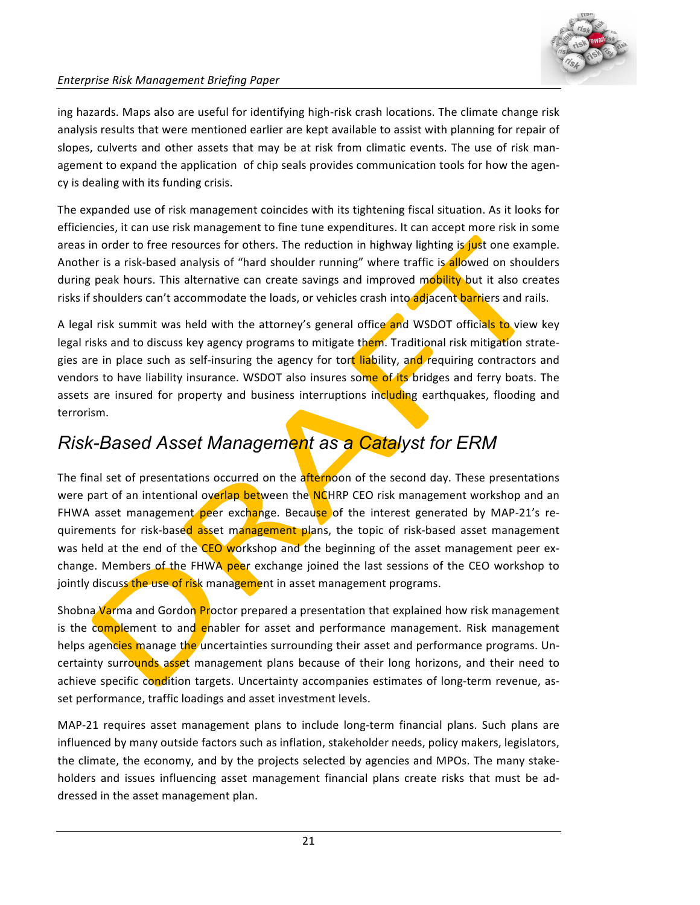ing hazards. Maps also are useful for identifying high-risk crash locations. The climate change risk analysis results that were mentioned earlier are kept available to assist with planning for repair of slopes, culverts and other assets that may be at risk from climatic events. The use of risk management to expand the application of chip seals provides communication tools for how the agency is dealing with its funding crisis.

The expanded use of risk management coincides with its tightening fiscal situation. As it looks for efficiencies, it can use risk management to fine tune expenditures. It can accept more risk in some areas in order to free resources for others. The reduction in highway lighting is just one example. Another is a risk-based analysis of "hard shoulder running" where traffic is allowed on shoulders during peak hours. This alternative can create savings and improved mobility but it also creates risks if shoulders can't accommodate the loads, or vehicles crash into adjacent barriers and rails.

A legal risk summit was held with the attorney's general office and WSDOT officials to view key legal risks and to discuss key agency programs to mitigate them. Traditional risk mitigation strategies are in place such as self-insuring the agency for tort liability, and requiring contractors and vendors to have liability insurance. WSDOT also insures some of its bridges and ferry boats. The assets are insured for property and business interruptions including earthquakes, flooding and terrorism.

## *Risk-Based Asset Management as a Catalyst for ERM*

The final set of presentations occurred on the afternoon of the second day. These presentations were part of an intentional overlap between the NCHRP CEO risk management workshop and an FHWA asset management peer exchange. Because of the interest generated by MAP-21's requirements for risk-based asset management plans, the topic of risk-based asset management was held at the end of the CEO workshop and the beginning of the asset management peer exchange. Members of the FHWA peer exchange joined the last sessions of the CEO workshop to jointly discuss the use of risk management in asset management programs.

Shobna Varma and Gordon Proctor prepared a presentation that explained how risk management is the complement to and enabler for asset and performance management. Risk management helps agencies manage the uncertainties surrounding their asset and performance programs. Uncertainty surrounds asset management plans because of their long horizons, and their need to achieve specific condition targets. Uncertainty accompanies estimates of long-term revenue, asset performance, traffic loadings and asset investment levels.

MAP-21 requires asset management plans to include long-term financial plans. Such plans are influenced by many outside factors such as inflation, stakeholder needs, policy makers, legislators, the climate, the economy, and by the projects selected by agencies and MPOs. The many stakeholders and issues influencing asset management financial plans create risks that must be addressed in the asset management plan.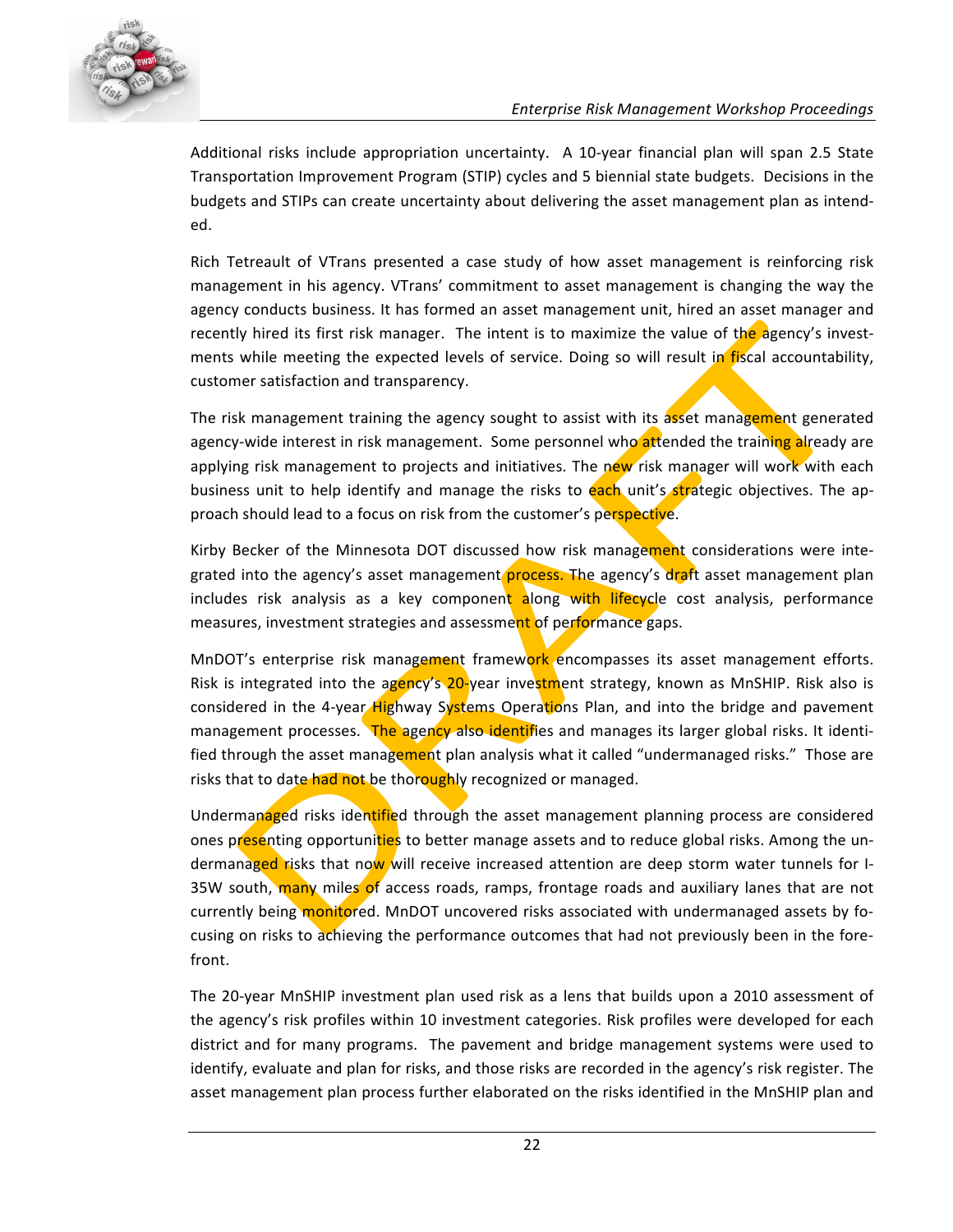Additional risks include appropriation uncertainty. A 10-year financial plan will span 2.5 State Transportation Improvement Program (STIP) cycles and 5 biennial state budgets. Decisions in the budgets and STIPs can create uncertainty about delivering the asset management plan as intended.

Rich Tetreault of VTrans presented a case study of how asset management is reinforcing risk management in his agency. VTrans' commitment to asset management is changing the way the agency conducts business. It has formed an asset management unit, hired an asset manager and recently hired its first risk manager. The intent is to maximize the value of the agency's investments while meeting the expected levels of service. Doing so will result in fiscal accountability, customer satisfaction and transparency.

The risk management training the agency sought to assist with its asset management generated agency-wide interest in risk management. Some personnel who attended the training already are applying risk management to projects and initiatives. The new risk manager will work with each business unit to help identify and manage the risks to each unit's strategic objectives. The approach should lead to a focus on risk from the customer's perspective.

Kirby Becker of the Minnesota DOT discussed how risk management considerations were integrated into the agency's asset management process. The agency's draft asset management plan includes risk analysis as a key component along with lifecycle cost analysis, performance measures, investment strategies and assessment of performance gaps.

MnDOT's enterprise risk management framework encompasses its asset management efforts. Risk is integrated into the agency's 20-year investment strategy, known as MnSHIP. Risk also is considered in the 4-year Highway Systems Operations Plan, and into the bridge and pavement management processes. The agency also identifies and manages its larger global risks. It identified through the asset management plan analysis what it called "undermanaged risks." Those are risks that to date had not be thoroughly recognized or managed.

Undermanaged risks identified through the asset management planning process are considered ones presenting opportunities to better manage assets and to reduce global risks. Among the undermanaged risks that now will receive increased attention are deep storm water tunnels for I-35W south, many miles of access roads, ramps, frontage roads and auxiliary lanes that are not currently being monitored. MnDOT uncovered risks associated with undermanaged assets by focusing on risks to achieving the performance outcomes that had not previously been in the forefront.

The 20-year MnSHIP investment plan used risk as a lens that builds upon a 2010 assessment of the agency's risk profiles within 10 investment categories. Risk profiles were developed for each district and for many programs. The pavement and bridge management systems were used to identify, evaluate and plan for risks, and those risks are recorded in the agency's risk register. The asset management plan process further elaborated on the risks identified in the MnSHIP plan and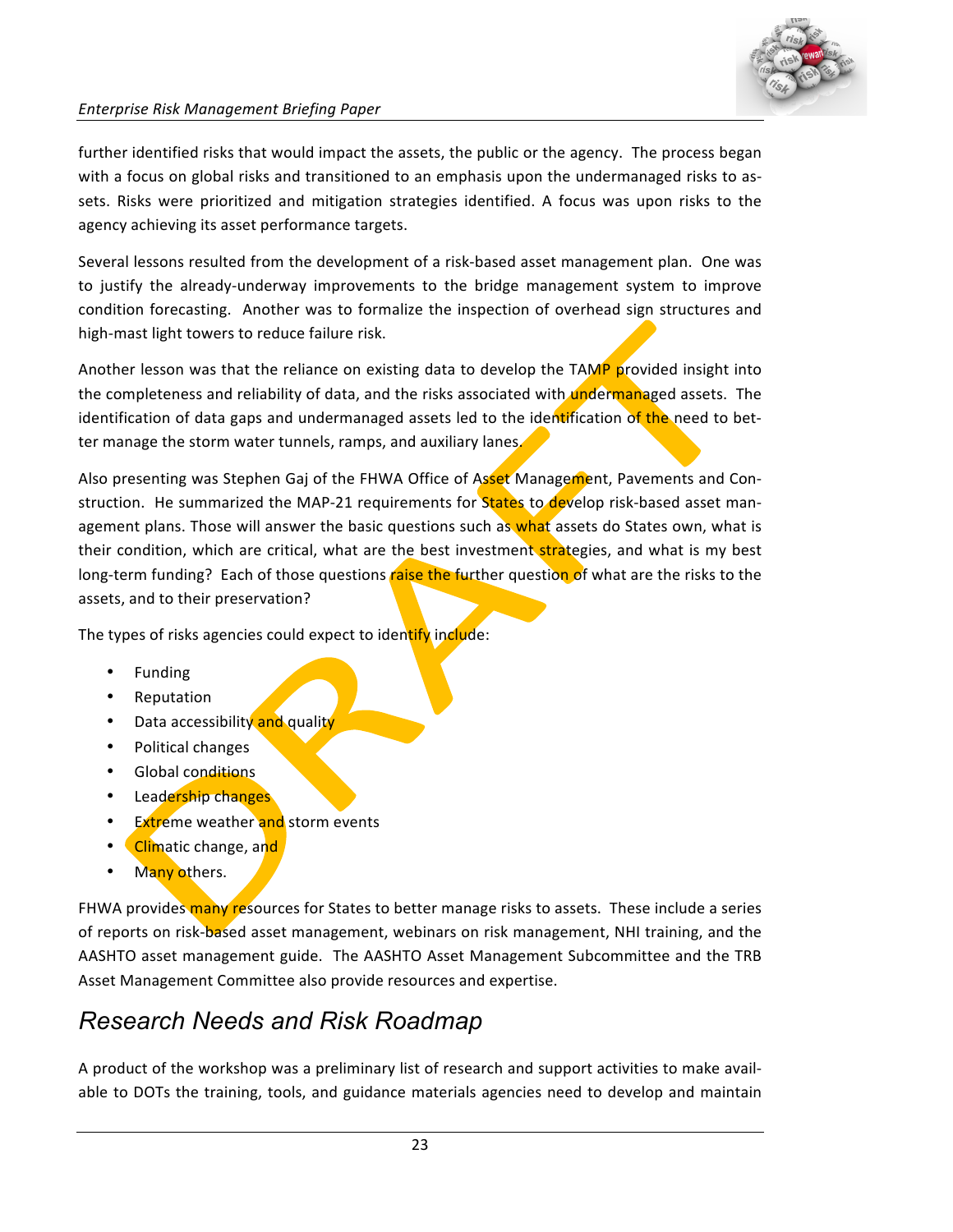further identified risks that would impact the assets, the public or the agency. The process began with a focus on global risks and transitioned to an emphasis upon the undermanaged risks to assets. Risks were prioritized and mitigation strategies identified. A focus was upon risks to the agency achieving its asset performance targets.

Several lessons resulted from the development of a risk-based asset management plan. One was to justify the already-underway improvements to the bridge management system to improve condition forecasting. Another was to formalize the inspection of overhead sign structures and high-mast light towers to reduce failure risk.

Another lesson was that the reliance on existing data to develop the TAMP provided insight into the completeness and reliability of data, and the risks associated with undermanaged assets. The identification of data gaps and undermanaged assets led to the identification of the need to better manage the storm water tunnels, ramps, and auxiliary lanes.

Also presenting was Stephen Gaj of the FHWA Office of Asset Management, Pavements and Construction. He summarized the MAP-21 requirements for States to develop risk-based asset management plans. Those will answer the basic questions such as what assets do States own, what is their condition, which are critical, what are the best investment strategies, and what is my best long-term funding? Each of those questions raise the further question of what are the risks to the assets, and to their preservation?

The types of risks agencies could expect to identify include:

- Funding
- Reputation
- Data accessibility and quality
- Political changes
- Global conditions
- Leadership changes
- Extreme weather and storm events
- Climatic change, and
- Many others.

FHWA provides many resources for States to better manage risks to assets. These include a series of reports on risk-based asset management, webinars on risk management, NHI training, and the AASHTO asset management guide. The AASHTO Asset Management Subcommittee and the TRB Asset Management Committee also provide resources and expertise.

## *Research Needs and Risk Roadmap*

A product of the workshop was a preliminary list of research and support activities to make available to DOTs the training, tools, and guidance materials agencies need to develop and maintain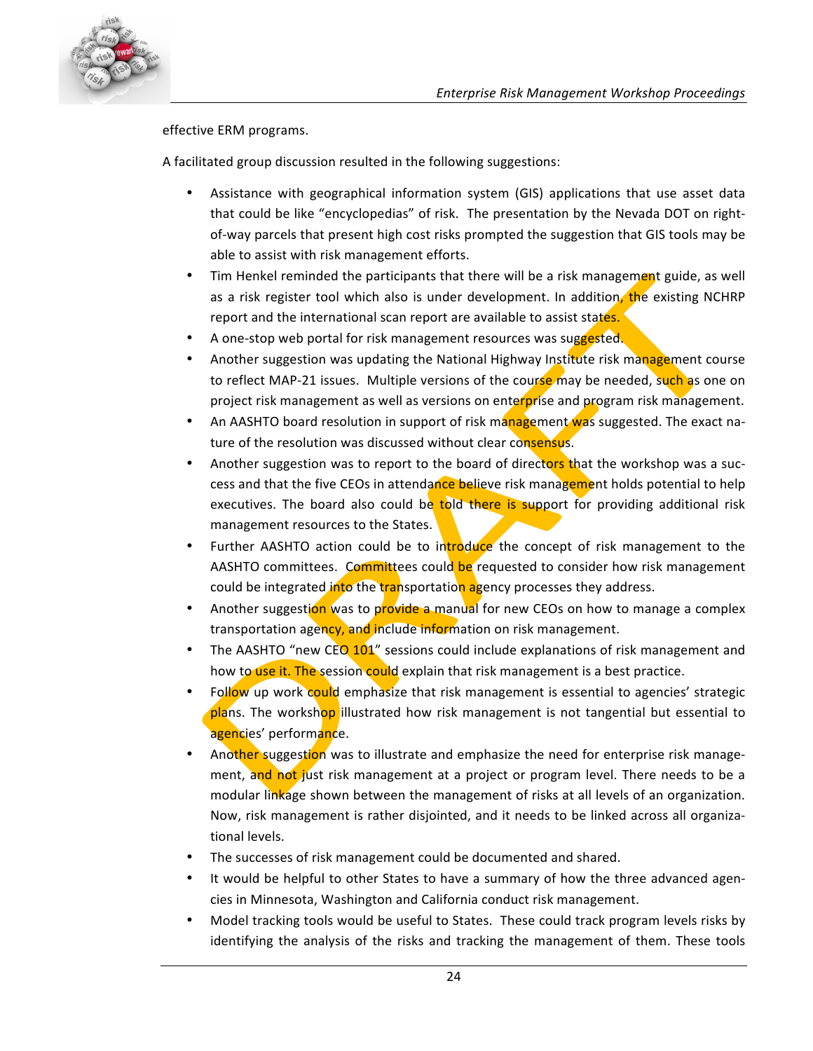effective ERM programs.

A facilitated group discussion resulted in the following suggestions:

- Assistance with geographical information system (GIS) applications that use asset data that could be like "encyclopedias" of risk. The presentation by the Nevada DOT on right-of-way parcels that present high cost risks prompted the suggestion that GIS tools may be able to assist with risk management efforts.
- Tim Henkel reminded the participants that there will be a risk management guide, as well as a risk register tool which also is under development. In addition, the existing NCHRP report and the international scan report are available to assist states.
- A one-stop web portal for risk management resources was suggested.
- Another suggestion was updating the National Highway Institute risk management course to reflect MAP-21 issues. Multiple versions of the course may be needed, such as one on project risk management as well as versions on enterprise and program risk management.
- An AASHTO board resolution in support of risk management was suggested. The exact nature of the resolution was discussed without clear consensus.
- Another suggestion was to report to the board of directors that the workshop was a success and that the five CEOs in attendance believe risk management holds potential to help executives. The board also could be told there is support for providing additional risk management resources to the States.
- Further AASHTO action could be to introduce the concept of risk management to the AASHTO committees. Committees could be requested to consider how risk management could be integrated into the transportation agency processes they address.
- Another suggestion was to provide a manual for new CEOs on how to manage a complex transportation agency, and include information on risk management.
- The AASHTO "new CEO 101" sessions could include explanations of risk management and how to use it. The session could explain that risk management is a best practice.
- Follow up work could emphasize that risk management is essential to agencies' strategic plans. The workshop illustrated how risk management is not tangential but essential to agencies' performance.
- Another suggestion was to illustrate and emphasize the need for enterprise risk management, and not just risk management at a project or program level. There needs to be a modular linkage shown between the management of risks at all levels of an organization. Now, risk management is rather disjointed, and it needs to be linked across all organizational levels.
- The successes of risk management could be documented and shared.
- It would be helpful to other States to have a summary of how the three advanced agencies in Minnesota, Washington and California conduct risk management.
- Model tracking tools would be useful to States. These could track program levels risks by identifying the analysis of the risks and tracking the management of them. These tools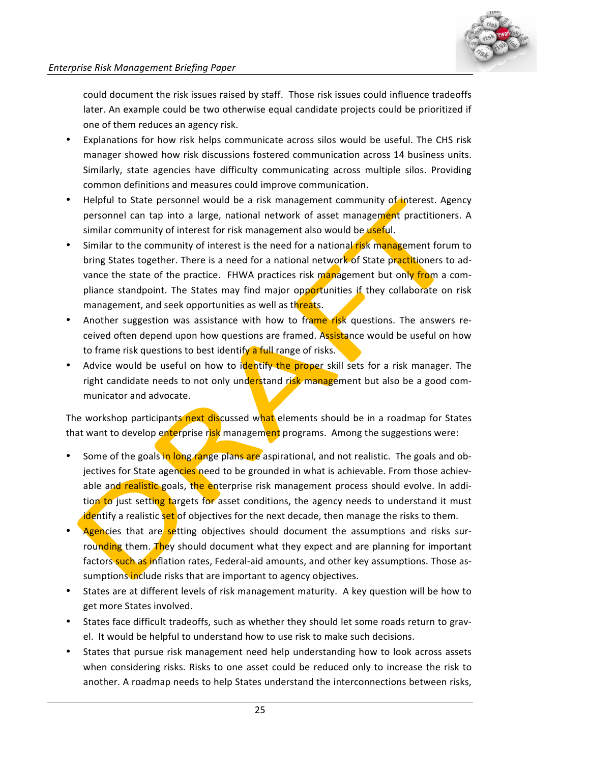could document the risk issues raised by staff. Those risk issues could influence tradeoffs later. An example could be two otherwise equal candidate projects could be prioritized if one of them reduces an agency risk.

- Explanations for how risk helps communicate across silos would be useful. The CHS risk manager showed how risk discussions fostered communication across 14 business units. Similarly, state agencies have difficulty communicating across multiple silos. Providing common definitions and measures could improve communication.
- Helpful to State personnel would be a risk management community of interest. Agency personnel can tap into a large, national network of asset management practitioners. A similar community of interest for risk management also would be useful.
- Similar to the community of interest is the need for a national risk management forum to bring States together. There is a need for a national network of State practitioners to advance the state of the practice. FHWA practices risk management but only from a compliance standpoint. The States may find major opportunities if they collaborate on risk management, and seek opportunities as well as threats.
- Another suggestion was assistance with how to frame risk questions. The answers received often depend upon how questions are framed. Assistance would be useful on how to frame risk questions to best identify a full range of risks.
- Advice would be useful on how to identify the proper skill sets for a risk manager. The right candidate needs to not only understand risk management but also be a good communicator and advocate.

The workshop participants next discussed what elements should be in a roadmap for States that want to develop enterprise risk management programs. Among the suggestions were:

- Some of the goals in long range plans are aspirational, and not realistic. The goals and objectives for State agencies need to be grounded in what is achievable. From those achievable and realistic goals, the enterprise risk management process should evolve. In addition to just setting targets for asset conditions, the agency needs to understand it must identify a realistic set of objectives for the next decade, then manage the risks to them.
- Agencies that are setting objectives should document the assumptions and risks surrounding them. They should document what they expect and are planning for important factors such as inflation rates, Federal-aid amounts, and other key assumptions. Those assumptions include risks that are important to agency objectives.
- States are at different levels of risk management maturity. A key question will be how to get more States involved.
- States face difficult tradeoffs, such as whether they should let some roads return to gravel. It would be helpful to understand how to use risk to make such decisions.
- States that pursue risk management need help understanding how to look across assets when considering risks. Risks to one asset could be reduced only to increase the risk to another. A roadmap needs to help States understand the interconnections between risks,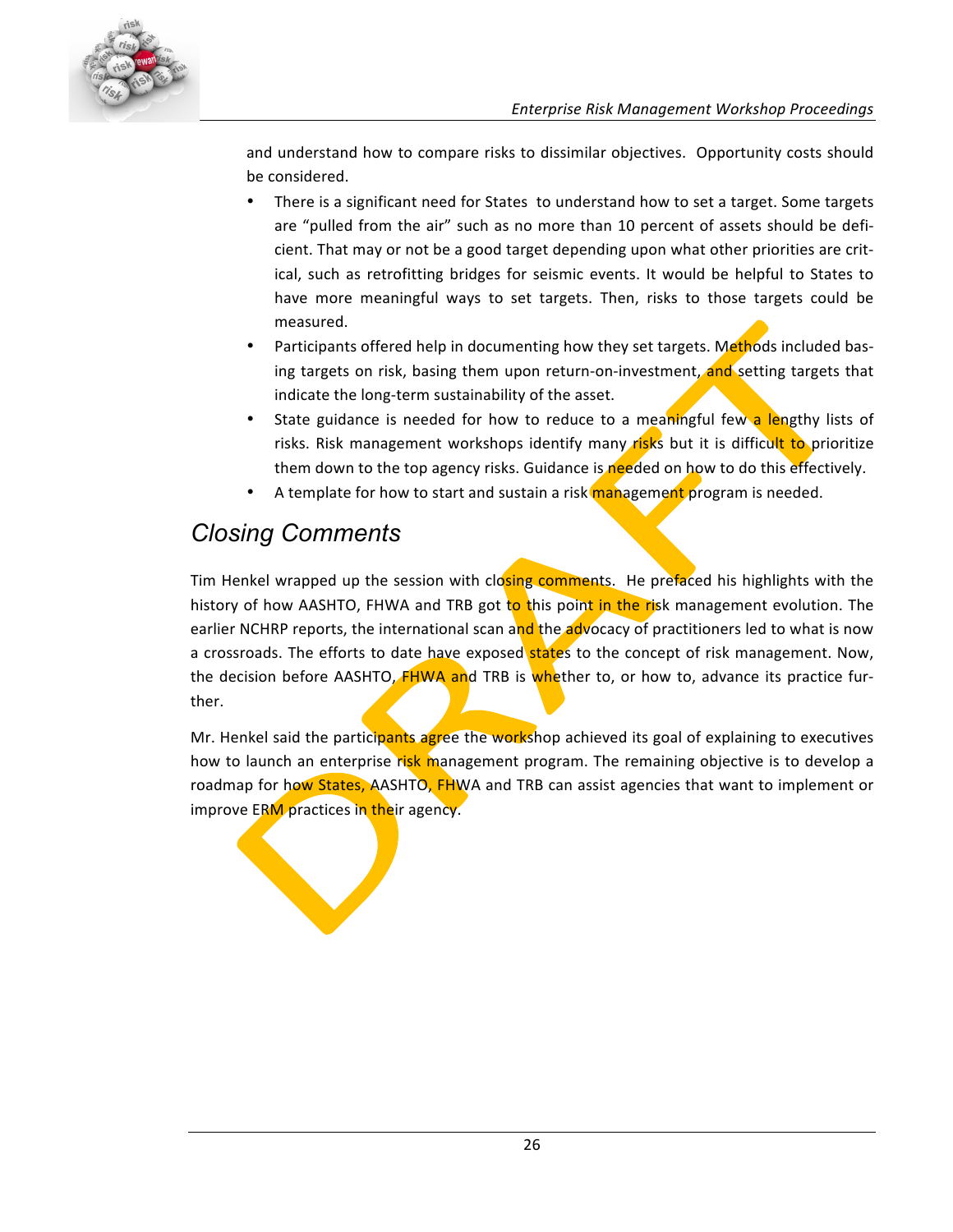and understand how to compare risks to dissimilar objectives. Opportunity costs should be considered.

- There is a significant need for States to understand how to set a target. Some targets are "pulled from the air" such as no more than 10 percent of assets should be deficient. That may or not be a good target depending upon what other priorities are critical, such as retrofitting bridges for seismic events. It would be helpful to States to have more meaningful ways to set targets. Then, risks to those targets could be measured.
- Participants offered help in documenting how they set targets. Methods included basing targets on risk, basing them upon return-on-investment, and setting targets that indicate the long-term sustainability of the asset.
- State guidance is needed for how to reduce to a meaningful few a lengthy lists of risks. Risk management workshops identify many risks but it is difficult to prioritize them down to the top agency risks. Guidance is needed on how to do this effectively.
- A template for how to start and sustain a risk management program is needed.

## *Closing Comments*

Tim Henkel wrapped up the session with closing comments. He prefaced his highlights with the history of how AASHTO, FHWA and TRB got to this point in the risk management evolution. The earlier NCHRP reports, the international scan and the advocacy of practitioners led to what is now a crossroads. The efforts to date have exposed states to the concept of risk management. Now, the decision before AASHTO, FHWA and TRB is whether to, or how to, advance its practice further.

Mr. Henkel said the participants agree the workshop achieved its goal of explaining to executives how to launch an enterprise risk management program. The remaining objective is to develop a roadmap for how States, AASHTO, FHWA and TRB can assist agencies that want to implement or improve ERM practices in their agency.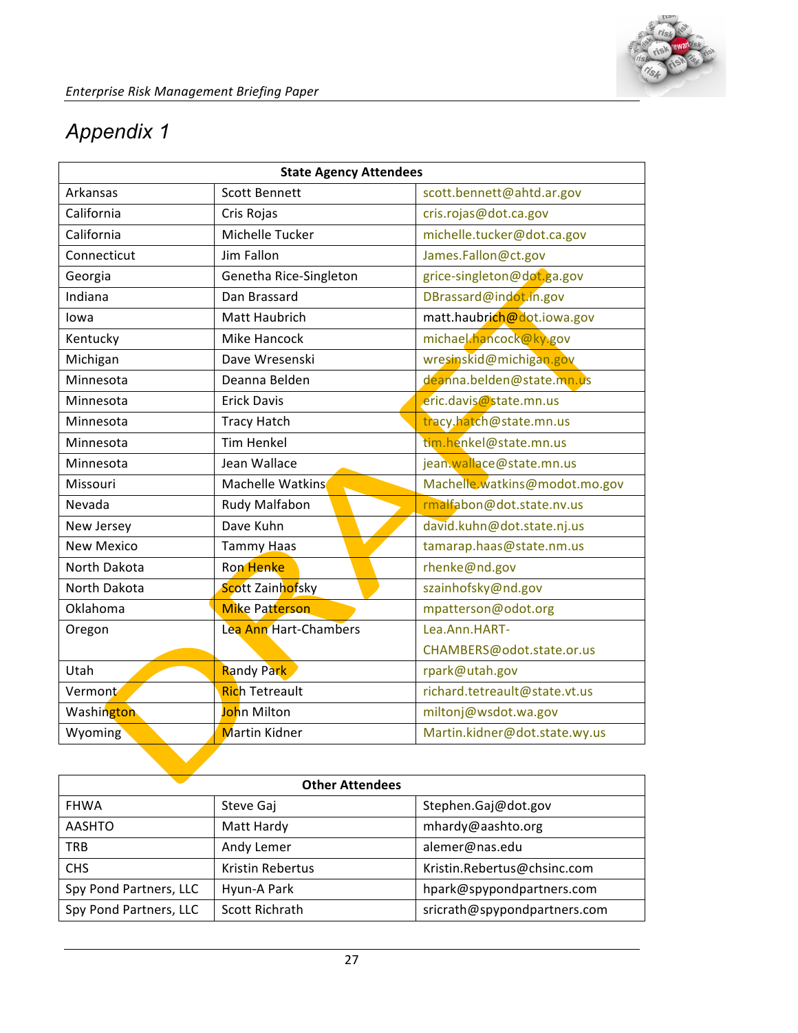# Appendix 1

| State Agency Attendees | | |
|---|---|---|
| Arkansas | Scott Bennett | scott.bennett@ahtd.ar.gov |
| California | Cris Rojas | cris.rojas@dot.ca.gov |
| California | Michelle Tucker | michelle.tucker@dot.ca.gov |
| Connecticut | Jim Fallon | James.Fallon@ct.gov |
| Georgia | Genetha Rice-Singleton | grice-singleton@dot.ga.gov |
| Indiana | Dan Brassard | DBrassard@indot.in.gov |
| Iowa | Matt Haubrich | matt.haubrich@dot.iowa.gov |
| Kentucky | Mike Hancock | michael.hancock@ky.gov |
| Michigan | Dave Wresenski | wresinskid@michigan.gov |
| Minnesota | Deanna Belden | deanna.belden@state.mn.us |
| Minnesota | Erick Davis | eric.davis@state.mn.us |
| Minnesota | Tracy Hatch | tracy.hatch@state.mn.us |
| Minnesota | Tim Henkel | tim.henkel@state.mn.us |
| Minnesota | Jean Wallace | jean.wallace@state.mn.us |
| Missouri | Machelle Watkins | Machelle.watkins@modot.mo.gov |
| Nevada | Rudy Malfabon | rmalfabon@dot.state.nv.us |
| New Jersey | Dave Kuhn | david.kuhn@dot.state.nj.us |
| New Mexico | Tammy Haas | tamarap.haas@state.nm.us |
| North Dakota | Ron Henke | rhenke@nd.gov |
| North Dakota | Scott Zainhofsky | szainhofsky@nd.gov |
| Oklahoma | Mike Patterson | mpatterson@odot.org |
| Oregon | Lea Ann Hart-Chambers | Lea.Ann.HART-CHAMBERS@odot.state.or.us |
| Utah | Randy Park | rpark@utah.gov |
| Vermont | Rich Tetreault | richard.tetreault@state.vt.us |
| Washington | John Milton | miltonj@wsdot.wa.gov |
| Wyoming | Martin Kidner | Martin.kidner@dot.state.wy.us |

| Other Attendees | | |
|---|---|---|
| FHWA | Steve Gaj | Stephen.Gaj@dot.gov |
| AASHTO | Matt Hardy | mhardy@aashto.org |
| TRB | Andy Lemer | alemer@nas.edu |
| CHS | Kristin Rebertus | Kristin.Rebertus@chsinc.com |
| Spy Pond Partners, LLC | Hyun-A Park | hpark@spypondpartners.com |
| Spy Pond Partners, LLC | Scott Richrath | sricrath@spypondpartners.com |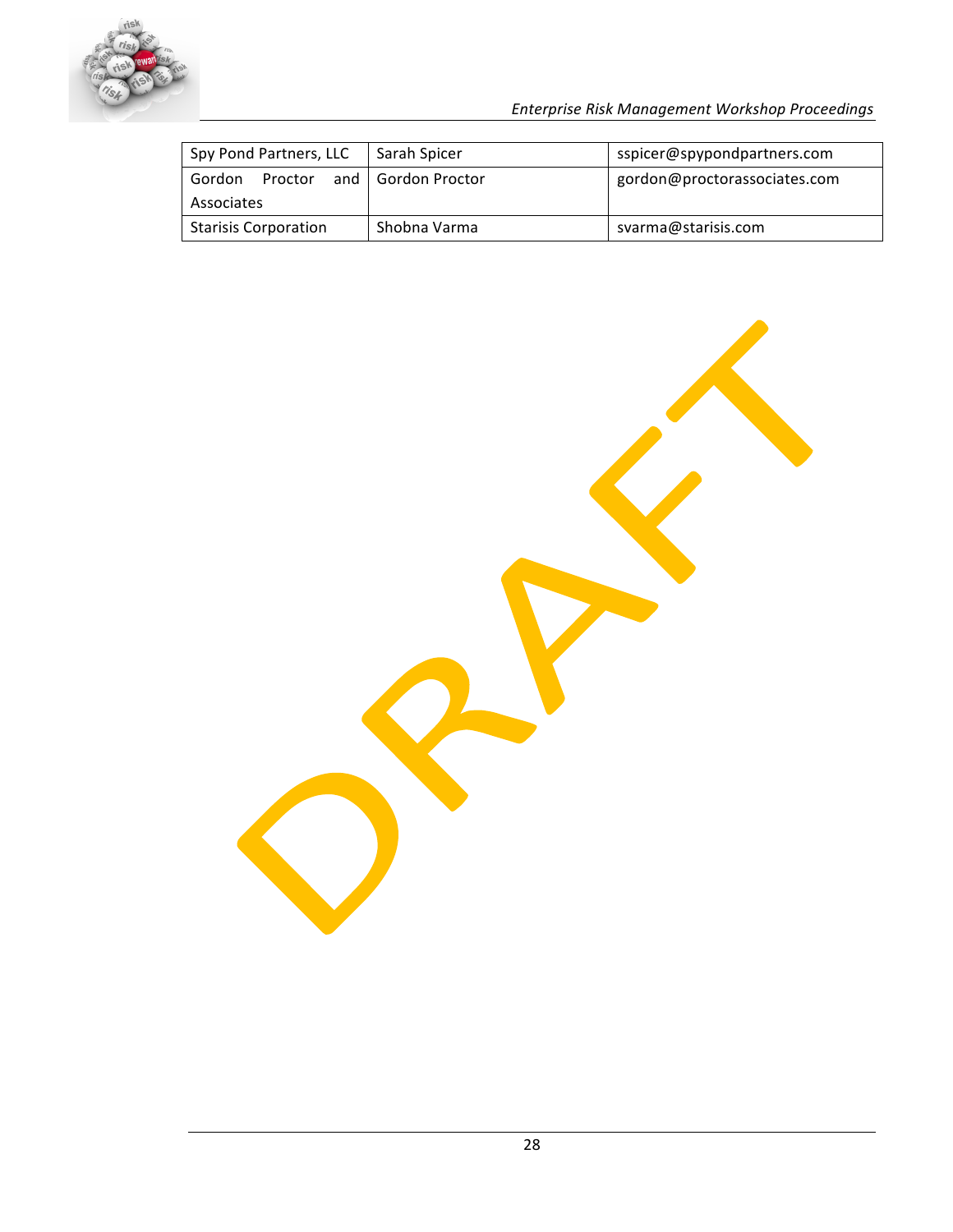| Spy Pond Partners, LLC | Sarah Spicer | sspicer@spypondpartners.com |
|---|---|---|
| Gordon Proctor and Associates | Gordon Proctor | gordon@proctorassociates.com |
| Starisis Corporation | Shobna Varma | svarma@starisis.com |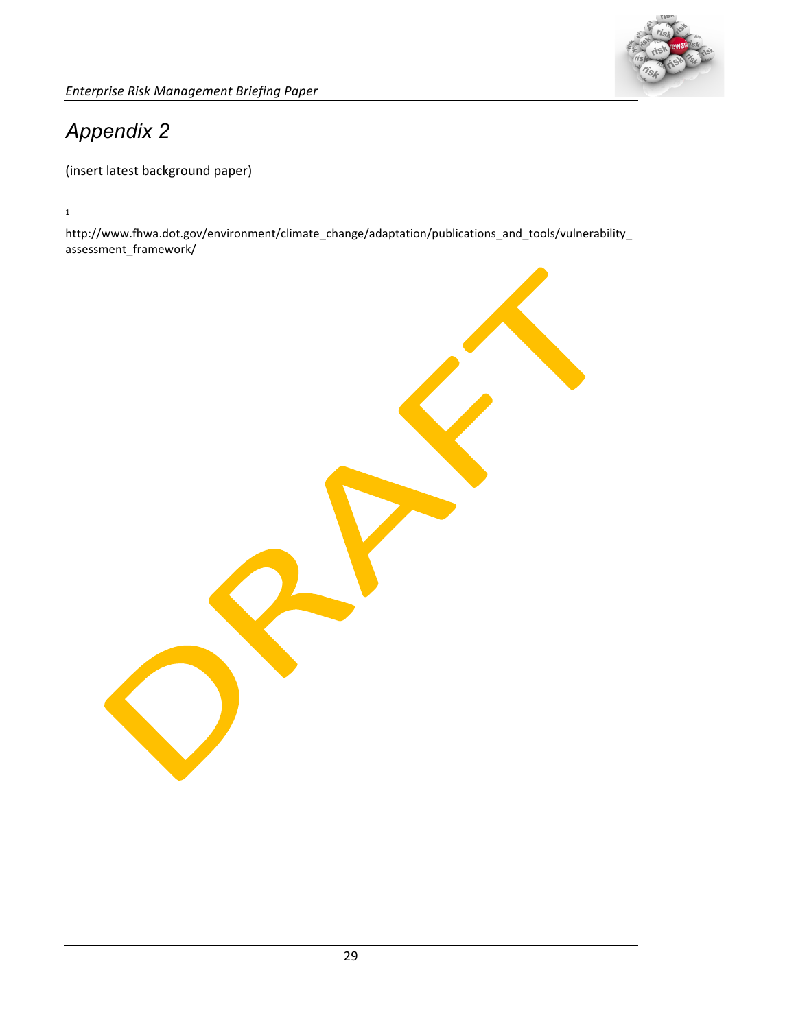# Appendix 2

(insert latest background paper)

---

[1] http://www.fhwa.dot.gov/environment/climate_change/adaptation/publications_and_tools/vulnerability_assessment_framework/